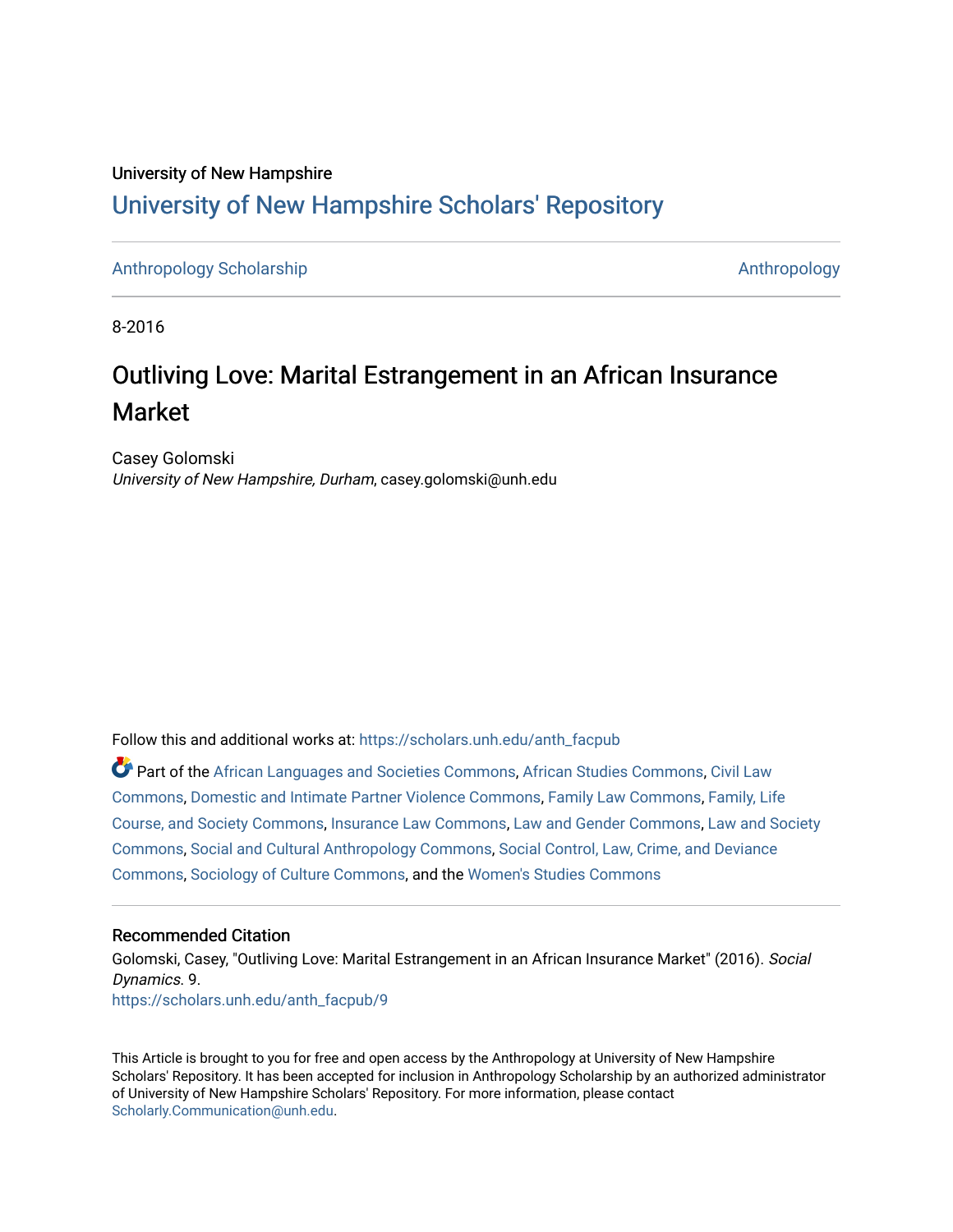University of New Hampshire

# University of New Hampshire Scholars' Repository

Anthropology Scholarship | Anthropology

8-2016

## Outliving Love: Marital Estrangement in an African Insurance Market

Casey Golomski
*University of New Hampshire, Durham*, casey.golomski@unh.edu

Follow this and additional works at: https://scholars.unh.edu/anth_facpub

Part of the African Languages and Societies Commons, African Studies Commons, Civil Law Commons, Domestic and Intimate Partner Violence Commons, Family Law Commons, Family, Life Course, and Society Commons, Insurance Law Commons, Law and Gender Commons, Law and Society Commons, Social and Cultural Anthropology Commons, Social Control, Law, Crime, and Deviance Commons, Sociology of Culture Commons, and the Women's Studies Commons

### Recommended Citation

Golomski, Casey, "Outliving Love: Marital Estrangement in an African Insurance Market" (2016). *Social Dynamics*. 9.
https://scholars.unh.edu/anth_facpub/9

This Article is brought to you for free and open access by the Anthropology at University of New Hampshire Scholars' Repository. It has been accepted for inclusion in Anthropology Scholarship by an authorized administrator of University of New Hampshire Scholars' Repository. For more information, please contact Scholarly.Communication@unh.edu.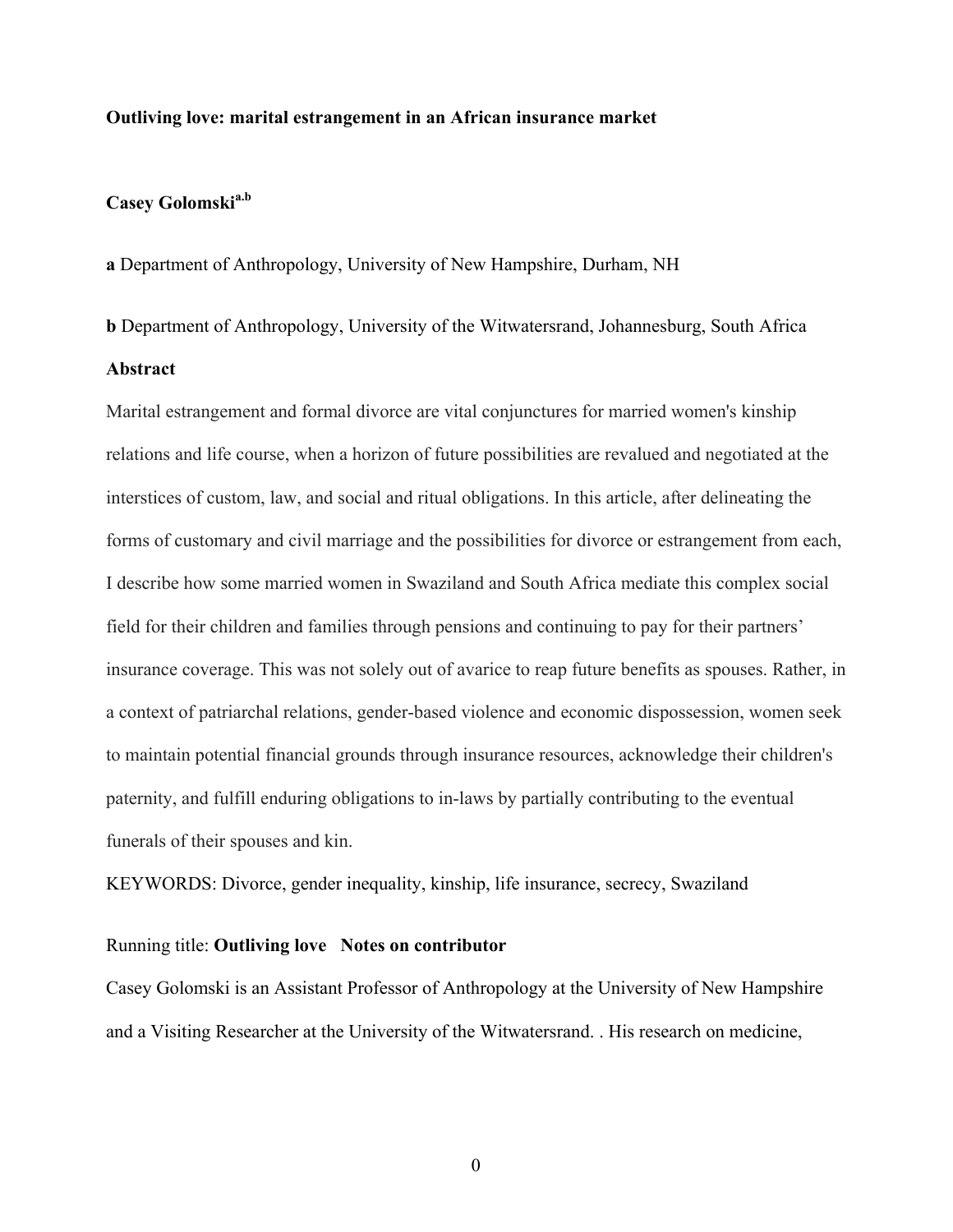**Outliving love: marital estrangement in an African insurance market**

**Casey Golomski**[a,b]

**a** Department of Anthropology, University of New Hampshire, Durham, NH

**b** Department of Anthropology, University of the Witwatersrand, Johannesburg, South Africa

**Abstract**

Marital estrangement and formal divorce are vital conjunctures for married women's kinship relations and life course, when a horizon of future possibilities are revalued and negotiated at the interstices of custom, law, and social and ritual obligations. In this article, after delineating the forms of customary and civil marriage and the possibilities for divorce or estrangement from each, I describe how some married women in Swaziland and South Africa mediate this complex social field for their children and families through pensions and continuing to pay for their partners' insurance coverage. This was not solely out of avarice to reap future benefits as spouses. Rather, in a context of patriarchal relations, gender-based violence and economic dispossession, women seek to maintain potential financial grounds through insurance resources, acknowledge their children's paternity, and fulfill enduring obligations to in-laws by partially contributing to the eventual funerals of their spouses and kin.

KEYWORDS: Divorce, gender inequality, kinship, life insurance, secrecy, Swaziland

Running title: **Outliving love** **Notes on contributor**

Casey Golomski is an Assistant Professor of Anthropology at the University of New Hampshire and a Visiting Researcher at the University of the Witwatersrand. . His research on medicine,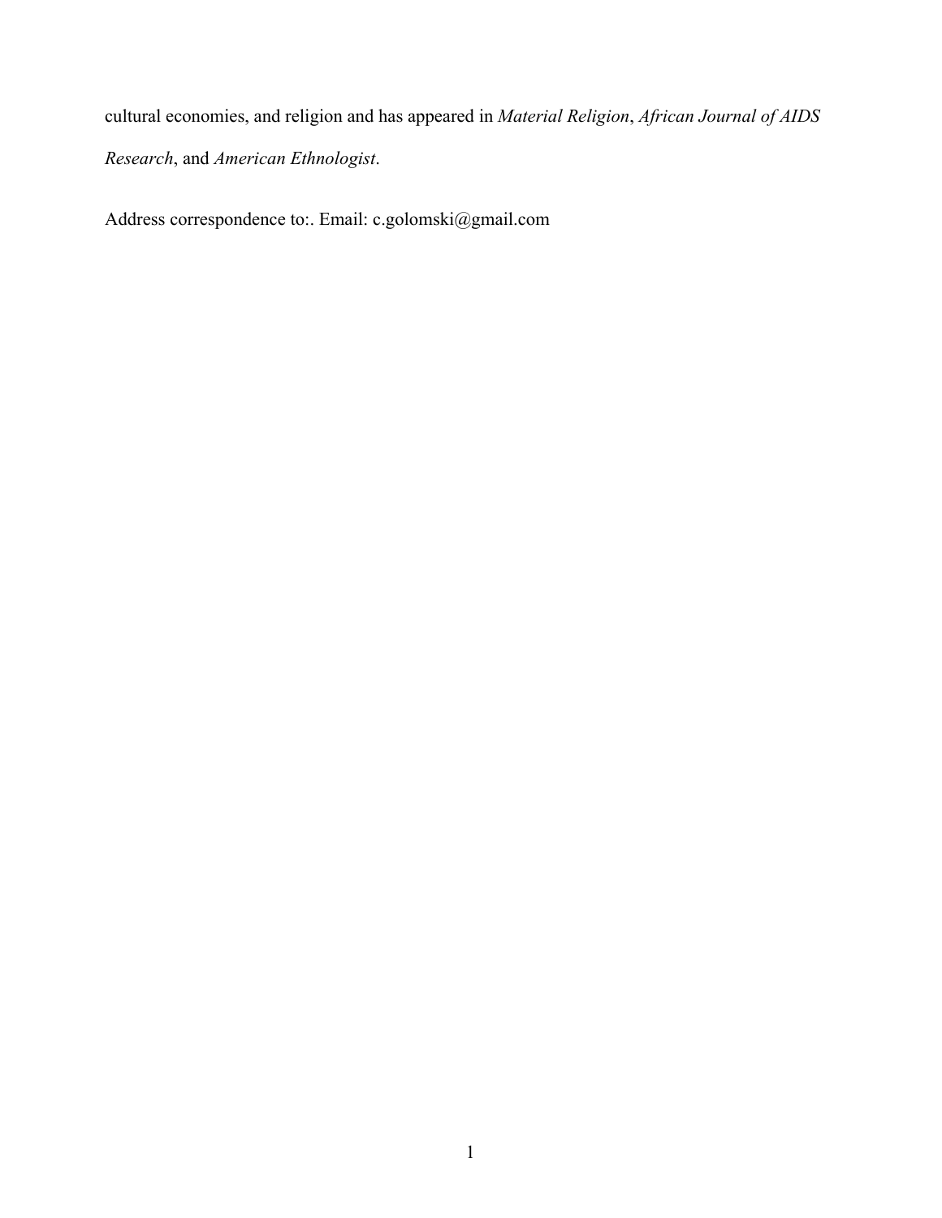cultural economies, and religion and has appeared in *Material Religion*, *African Journal of AIDS Research*, and *American Ethnologist*.

Address correspondence to:. Email: c.golomski@gmail.com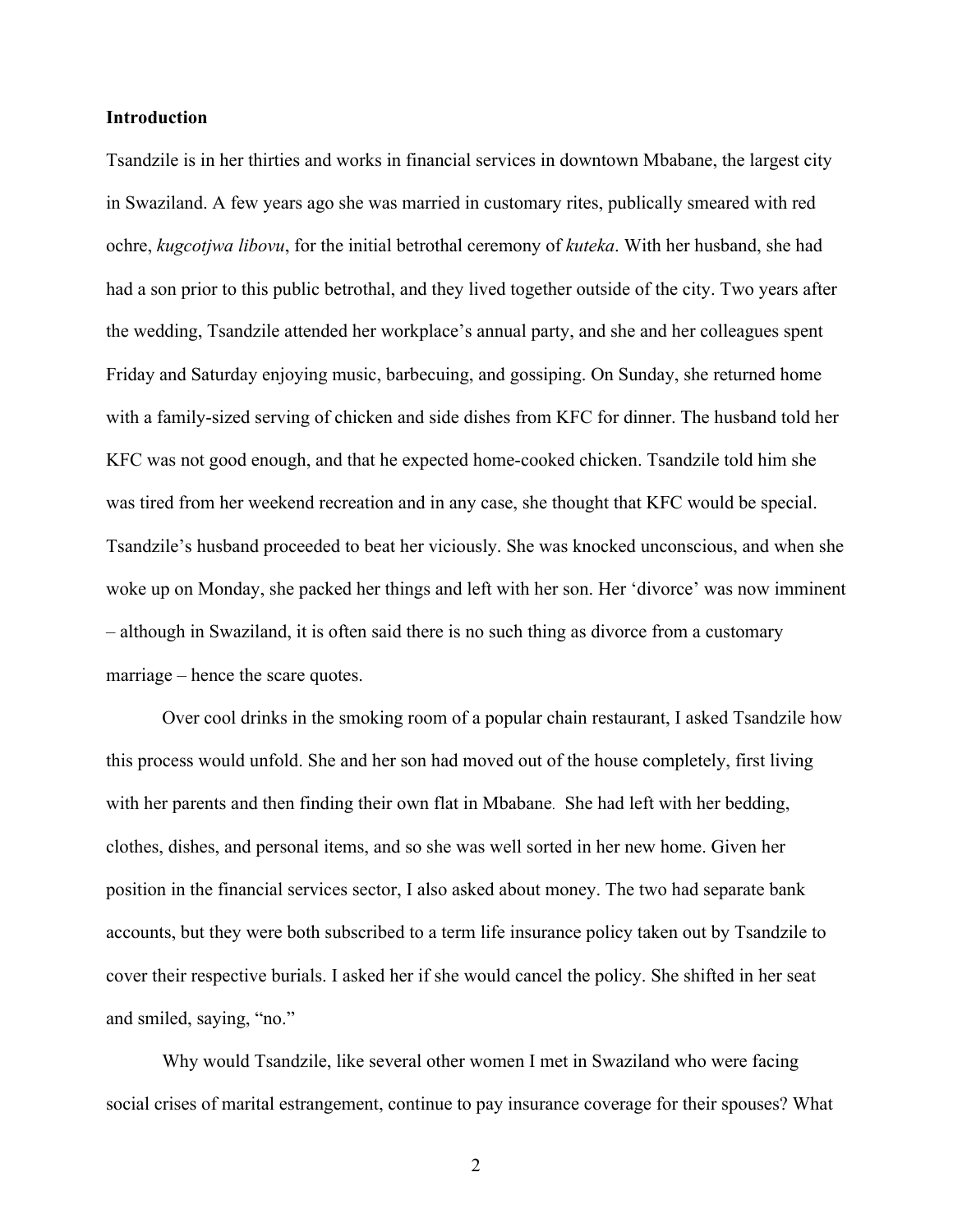**Introduction**

Tsandzile is in her thirties and works in financial services in downtown Mbabane, the largest city in Swaziland. A few years ago she was married in customary rites, publically smeared with red ochre, *kugcotjwa libovu*, for the initial betrothal ceremony of *kuteka*. With her husband, she had had a son prior to this public betrothal, and they lived together outside of the city. Two years after the wedding, Tsandzile attended her workplace's annual party, and she and her colleagues spent Friday and Saturday enjoying music, barbecuing, and gossiping. On Sunday, she returned home with a family-sized serving of chicken and side dishes from KFC for dinner. The husband told her KFC was not good enough, and that he expected home-cooked chicken. Tsandzile told him she was tired from her weekend recreation and in any case, she thought that KFC would be special. Tsandzile's husband proceeded to beat her viciously. She was knocked unconscious, and when she woke up on Monday, she packed her things and left with her son. Her 'divorce' was now imminent – although in Swaziland, it is often said there is no such thing as divorce from a customary marriage – hence the scare quotes.

Over cool drinks in the smoking room of a popular chain restaurant, I asked Tsandzile how this process would unfold. She and her son had moved out of the house completely, first living with her parents and then finding their own flat in Mbabane. She had left with her bedding, clothes, dishes, and personal items, and so she was well sorted in her new home. Given her position in the financial services sector, I also asked about money. The two had separate bank accounts, but they were both subscribed to a term life insurance policy taken out by Tsandzile to cover their respective burials. I asked her if she would cancel the policy. She shifted in her seat and smiled, saying, "no."

Why would Tsandzile, like several other women I met in Swaziland who were facing social crises of marital estrangement, continue to pay insurance coverage for their spouses? What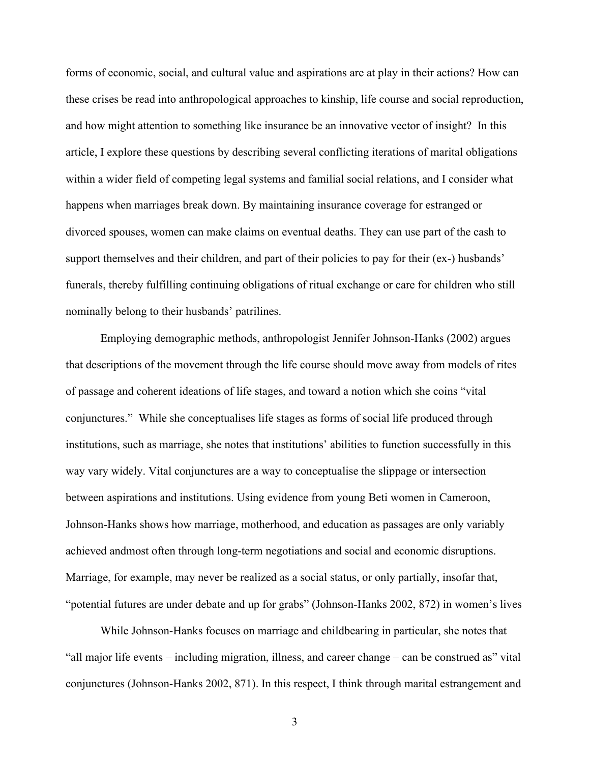forms of economic, social, and cultural value and aspirations are at play in their actions? How can these crises be read into anthropological approaches to kinship, life course and social reproduction, and how might attention to something like insurance be an innovative vector of insight? In this article, I explore these questions by describing several conflicting iterations of marital obligations within a wider field of competing legal systems and familial social relations, and I consider what happens when marriages break down. By maintaining insurance coverage for estranged or divorced spouses, women can make claims on eventual deaths. They can use part of the cash to support themselves and their children, and part of their policies to pay for their (ex-) husbands' funerals, thereby fulfilling continuing obligations of ritual exchange or care for children who still nominally belong to their husbands' patrilines.

Employing demographic methods, anthropologist Jennifer Johnson-Hanks (2002) argues that descriptions of the movement through the life course should move away from models of rites of passage and coherent ideations of life stages, and toward a notion which she coins "vital conjunctures." While she conceptualises life stages as forms of social life produced through institutions, such as marriage, she notes that institutions' abilities to function successfully in this way vary widely. Vital conjunctures are a way to conceptualise the slippage or intersection between aspirations and institutions. Using evidence from young Beti women in Cameroon, Johnson-Hanks shows how marriage, motherhood, and education as passages are only variably achieved andmost often through long-term negotiations and social and economic disruptions. Marriage, for example, may never be realized as a social status, or only partially, insofar that, "potential futures are under debate and up for grabs" (Johnson-Hanks 2002, 872) in women's lives

While Johnson-Hanks focuses on marriage and childbearing in particular, she notes that "all major life events – including migration, illness, and career change – can be construed as" vital conjunctures (Johnson-Hanks 2002, 871). In this respect, I think through marital estrangement and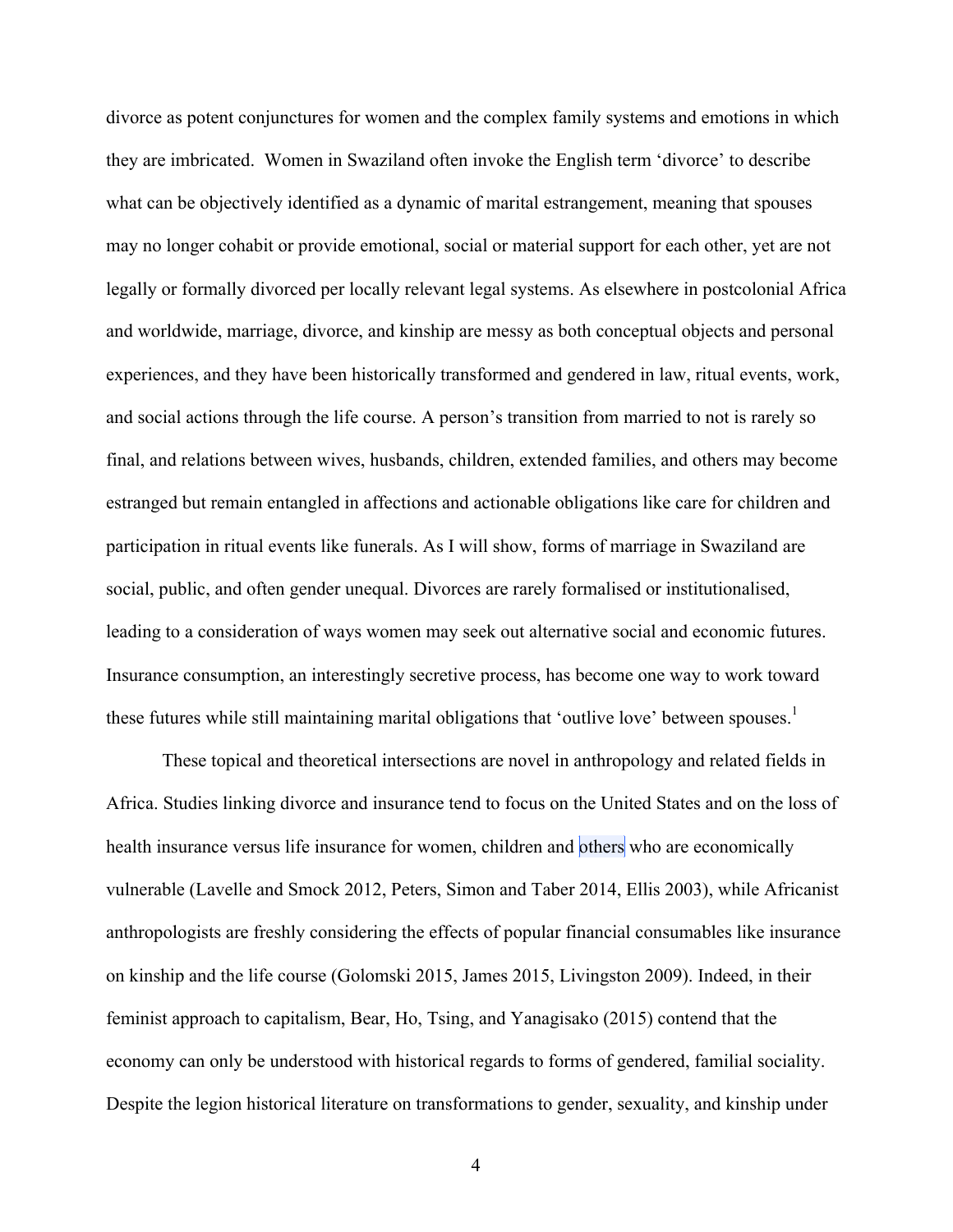divorce as potent conjunctures for women and the complex family systems and emotions in which they are imbricated. Women in Swaziland often invoke the English term 'divorce' to describe what can be objectively identified as a dynamic of marital estrangement, meaning that spouses may no longer cohabit or provide emotional, social or material support for each other, yet are not legally or formally divorced per locally relevant legal systems. As elsewhere in postcolonial Africa and worldwide, marriage, divorce, and kinship are messy as both conceptual objects and personal experiences, and they have been historically transformed and gendered in law, ritual events, work, and social actions through the life course. A person's transition from married to not is rarely so final, and relations between wives, husbands, children, extended families, and others may become estranged but remain entangled in affections and actionable obligations like care for children and participation in ritual events like funerals. As I will show, forms of marriage in Swaziland are social, public, and often gender unequal. Divorces are rarely formalised or institutionalised, leading to a consideration of ways women may seek out alternative social and economic futures. Insurance consumption, an interestingly secretive process, has become one way to work toward these futures while still maintaining marital obligations that 'outlive love' between spouses.[1]

These topical and theoretical intersections are novel in anthropology and related fields in Africa. Studies linking divorce and insurance tend to focus on the United States and on the loss of health insurance versus life insurance for women, children and others who are economically vulnerable (Lavelle and Smock 2012, Peters, Simon and Taber 2014, Ellis 2003), while Africanist anthropologists are freshly considering the effects of popular financial consumables like insurance on kinship and the life course (Golomski 2015, James 2015, Livingston 2009). Indeed, in their feminist approach to capitalism, Bear, Ho, Tsing, and Yanagisako (2015) contend that the economy can only be understood with historical regards to forms of gendered, familial sociality. Despite the legion historical literature on transformations to gender, sexuality, and kinship under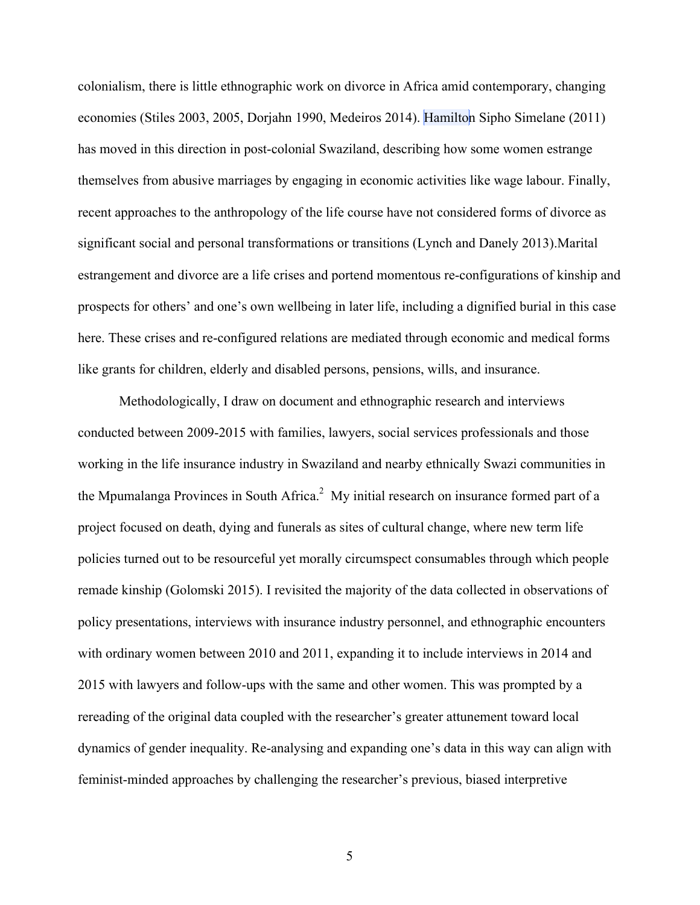colonialism, there is little ethnographic work on divorce in Africa amid contemporary, changing economies (Stiles 2003, 2005, Dorjahn 1990, Medeiros 2014). Hamilton Sipho Simelane (2011) has moved in this direction in post-colonial Swaziland, describing how some women estrange themselves from abusive marriages by engaging in economic activities like wage labour. Finally, recent approaches to the anthropology of the life course have not considered forms of divorce as significant social and personal transformations or transitions (Lynch and Danely 2013).Marital estrangement and divorce are a life crises and portend momentous re-configurations of kinship and prospects for others' and one's own wellbeing in later life, including a dignified burial in this case here. These crises and re-configured relations are mediated through economic and medical forms like grants for children, elderly and disabled persons, pensions, wills, and insurance.

Methodologically, I draw on document and ethnographic research and interviews conducted between 2009-2015 with families, lawyers, social services professionals and those working in the life insurance industry in Swaziland and nearby ethnically Swazi communities in the Mpumalanga Provinces in South Africa.[2] My initial research on insurance formed part of a project focused on death, dying and funerals as sites of cultural change, where new term life policies turned out to be resourceful yet morally circumspect consumables through which people remade kinship (Golomski 2015). I revisited the majority of the data collected in observations of policy presentations, interviews with insurance industry personnel, and ethnographic encounters with ordinary women between 2010 and 2011, expanding it to include interviews in 2014 and 2015 with lawyers and follow-ups with the same and other women. This was prompted by a rereading of the original data coupled with the researcher's greater attunement toward local dynamics of gender inequality. Re-analysing and expanding one's data in this way can align with feminist-minded approaches by challenging the researcher's previous, biased interpretive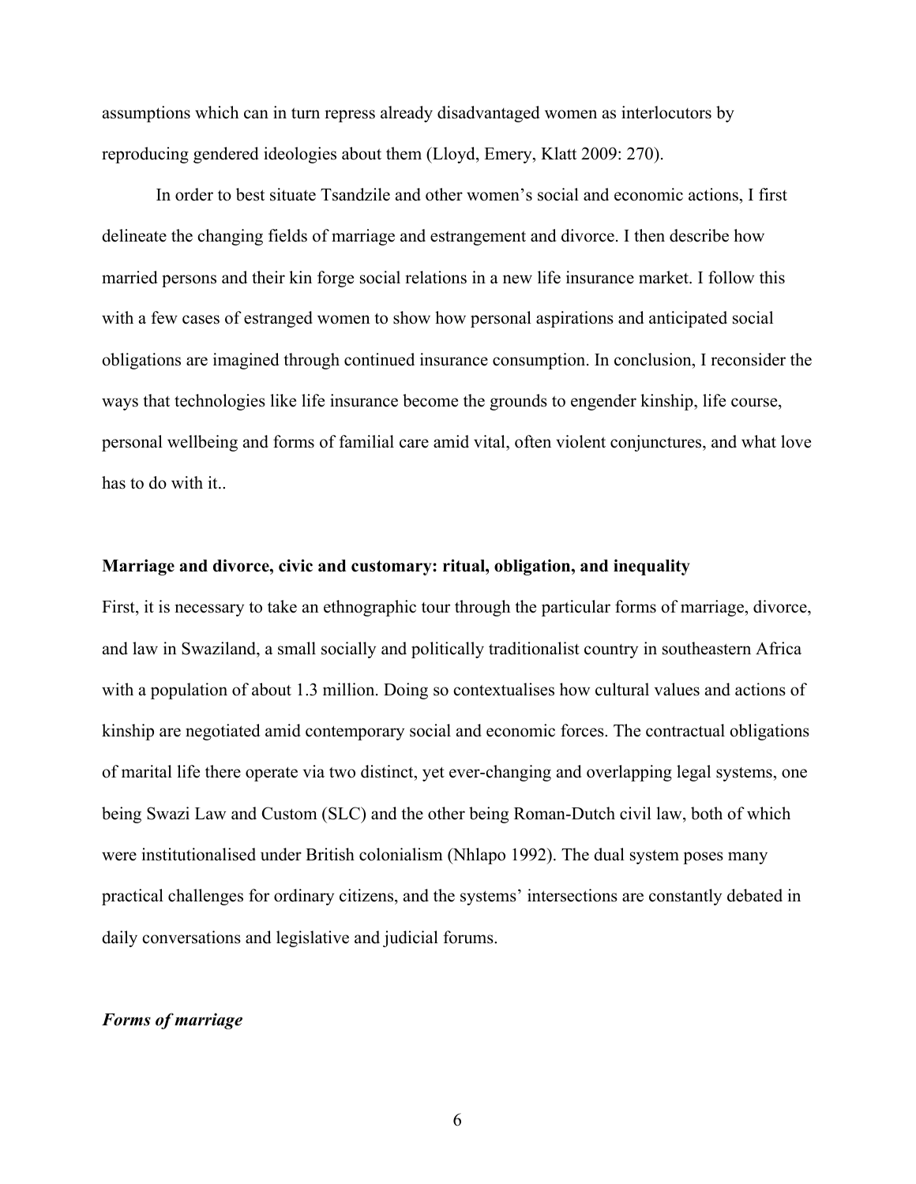assumptions which can in turn repress already disadvantaged women as interlocutors by reproducing gendered ideologies about them (Lloyd, Emery, Klatt 2009: 270).

In order to best situate Tsandzile and other women's social and economic actions, I first delineate the changing fields of marriage and estrangement and divorce. I then describe how married persons and their kin forge social relations in a new life insurance market. I follow this with a few cases of estranged women to show how personal aspirations and anticipated social obligations are imagined through continued insurance consumption. In conclusion, I reconsider the ways that technologies like life insurance become the grounds to engender kinship, life course, personal wellbeing and forms of familial care amid vital, often violent conjunctures, and what love has to do with it..

## Marriage and divorce, civic and customary: ritual, obligation, and inequality

First, it is necessary to take an ethnographic tour through the particular forms of marriage, divorce, and law in Swaziland, a small socially and politically traditionalist country in southeastern Africa with a population of about 1.3 million. Doing so contextualises how cultural values and actions of kinship are negotiated amid contemporary social and economic forces. The contractual obligations of marital life there operate via two distinct, yet ever-changing and overlapping legal systems, one being Swazi Law and Custom (SLC) and the other being Roman-Dutch civil law, both of which were institutionalised under British colonialism (Nhlapo 1992). The dual system poses many practical challenges for ordinary citizens, and the systems' intersections are constantly debated in daily conversations and legislative and judicial forums.

### *Forms of marriage*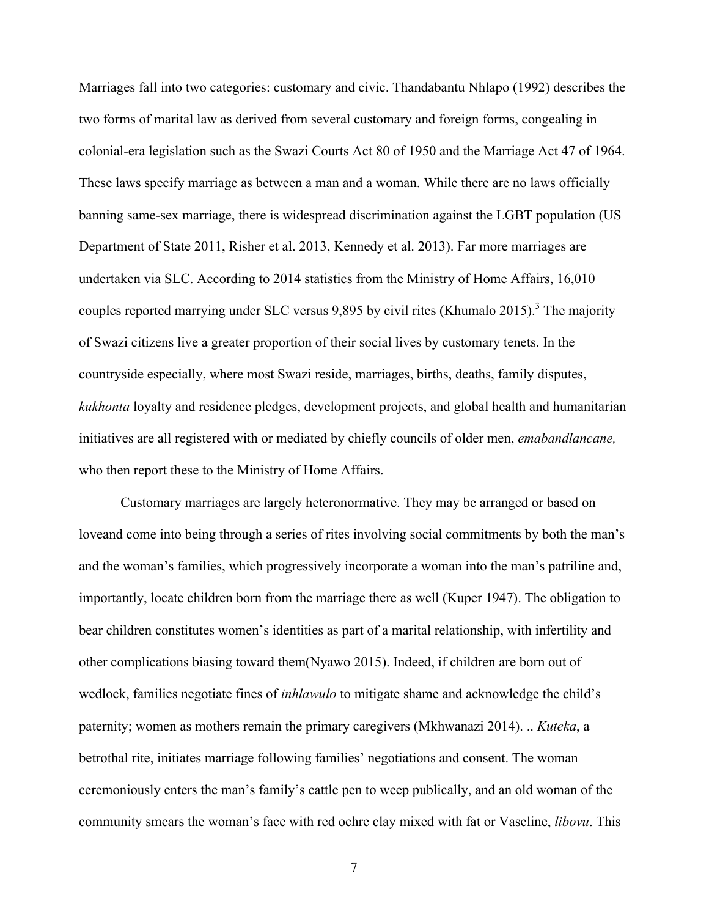Marriages fall into two categories: customary and civic. Thandabantu Nhlapo (1992) describes the two forms of marital law as derived from several customary and foreign forms, congealing in colonial-era legislation such as the Swazi Courts Act 80 of 1950 and the Marriage Act 47 of 1964. These laws specify marriage as between a man and a woman. While there are no laws officially banning same-sex marriage, there is widespread discrimination against the LGBT population (US Department of State 2011, Risher et al. 2013, Kennedy et al. 2013). Far more marriages are undertaken via SLC. According to 2014 statistics from the Ministry of Home Affairs, 16,010 couples reported marrying under SLC versus 9,895 by civil rites (Khumalo 2015).[3] The majority of Swazi citizens live a greater proportion of their social lives by customary tenets. In the countryside especially, where most Swazi reside, marriages, births, deaths, family disputes, *kukhonta* loyalty and residence pledges, development projects, and global health and humanitarian initiatives are all registered with or mediated by chiefly councils of older men, *emabandlancane,* who then report these to the Ministry of Home Affairs.

Customary marriages are largely heteronormative. They may be arranged or based on loveand come into being through a series of rites involving social commitments by both the man's and the woman's families, which progressively incorporate a woman into the man's patriline and, importantly, locate children born from the marriage there as well (Kuper 1947). The obligation to bear children constitutes women's identities as part of a marital relationship, with infertility and other complications biasing toward them(Nyawo 2015). Indeed, if children are born out of wedlock, families negotiate fines of *inhlawulo* to mitigate shame and acknowledge the child's paternity; women as mothers remain the primary caregivers (Mkhwanazi 2014). .. *Kuteka*, a betrothal rite, initiates marriage following families' negotiations and consent. The woman ceremoniously enters the man's family's cattle pen to weep publically, and an old woman of the community smears the woman's face with red ochre clay mixed with fat or Vaseline, *libovu*. This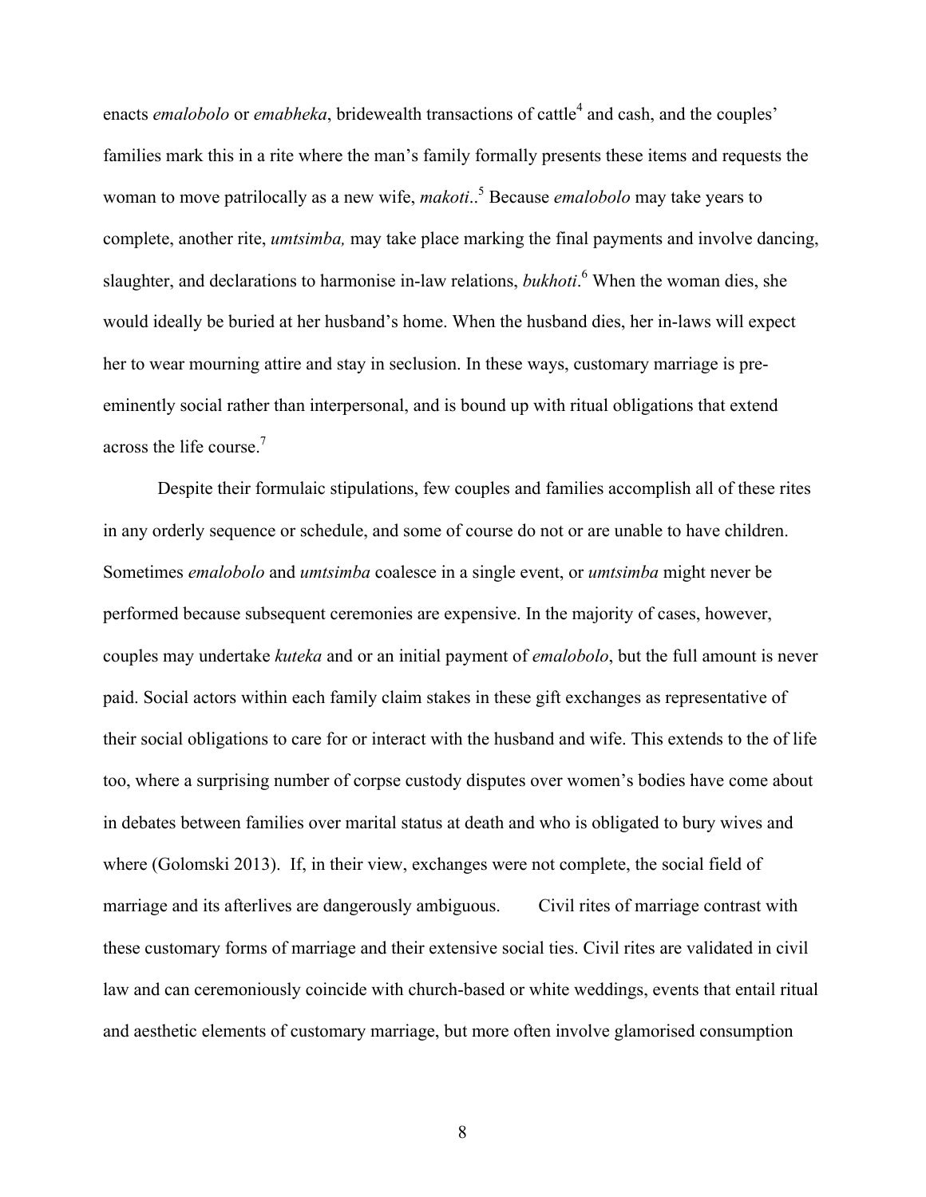enacts *emalobolo* or *emabheka*, bridewealth transactions of cattle[4] and cash, and the couples' families mark this in a rite where the man's family formally presents these items and requests the woman to move patrilocally as a new wife, *makoti*..[5] Because *emalobolo* may take years to complete, another rite, *umtsimba,* may take place marking the final payments and involve dancing, slaughter, and declarations to harmonise in-law relations, *bukhoti*.[6] When the woman dies, she would ideally be buried at her husband's home. When the husband dies, her in-laws will expect her to wear mourning attire and stay in seclusion. In these ways, customary marriage is pre-eminently social rather than interpersonal, and is bound up with ritual obligations that extend across the life course.[7]

Despite their formulaic stipulations, few couples and families accomplish all of these rites in any orderly sequence or schedule, and some of course do not or are unable to have children. Sometimes *emalobolo* and *umtsimba* coalesce in a single event, or *umtsimba* might never be performed because subsequent ceremonies are expensive. In the majority of cases, however, couples may undertake *kuteka* and or an initial payment of *emalobolo*, but the full amount is never paid. Social actors within each family claim stakes in these gift exchanges as representative of their social obligations to care for or interact with the husband and wife. This extends to the of life too, where a surprising number of corpse custody disputes over women's bodies have come about in debates between families over marital status at death and who is obligated to bury wives and where (Golomski 2013). If, in their view, exchanges were not complete, the social field of marriage and its afterlives are dangerously ambiguous. Civil rites of marriage contrast with these customary forms of marriage and their extensive social ties. Civil rites are validated in civil law and can ceremoniously coincide with church-based or white weddings, events that entail ritual and aesthetic elements of customary marriage, but more often involve glamorised consumption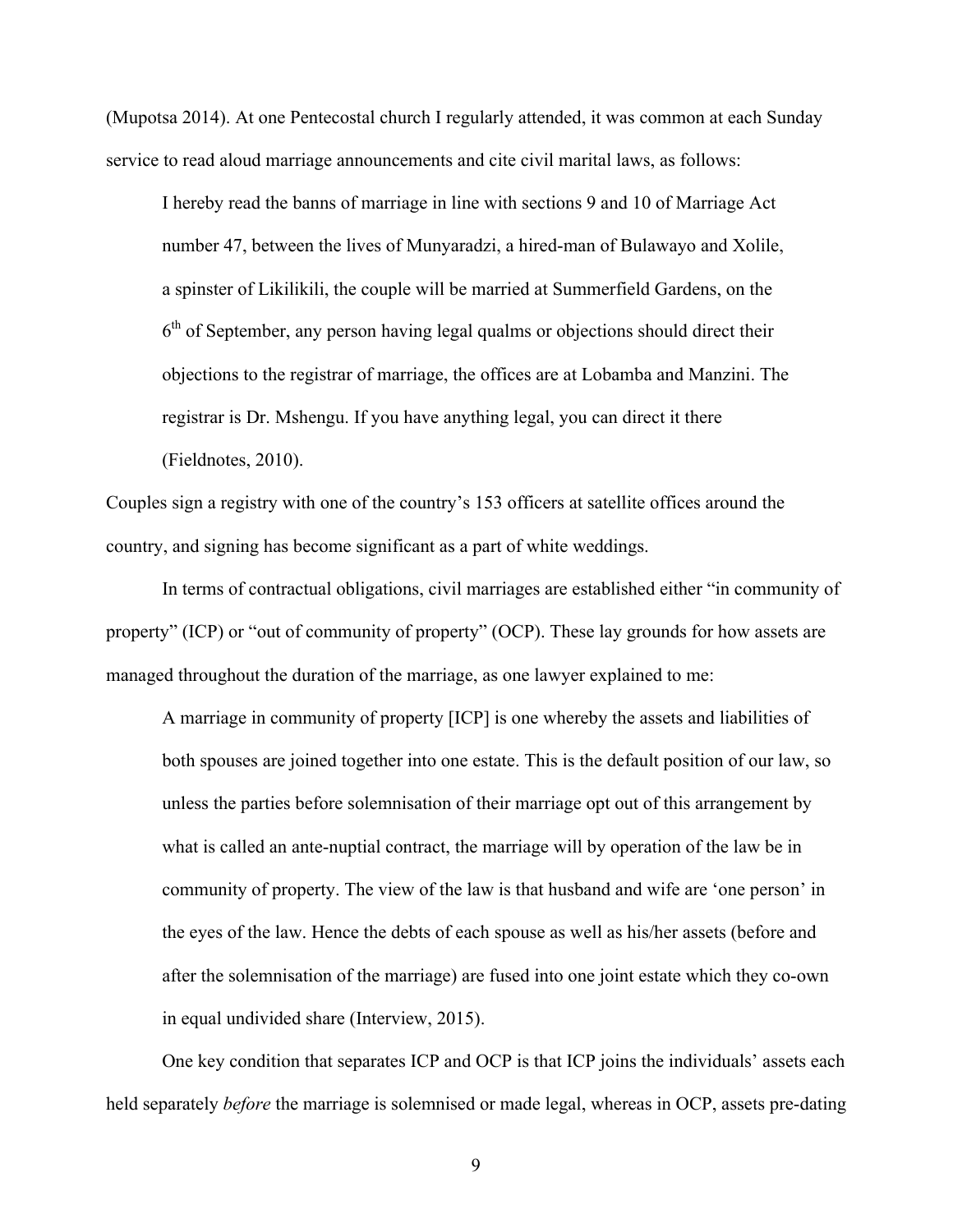(Mupotsa 2014). At one Pentecostal church I regularly attended, it was common at each Sunday service to read aloud marriage announcements and cite civil marital laws, as follows:

> I hereby read the banns of marriage in line with sections 9 and 10 of Marriage Act number 47, between the lives of Munyaradzi, a hired-man of Bulawayo and Xolile, a spinster of Likilikili, the couple will be married at Summerfield Gardens, on the 6th of September, any person having legal qualms or objections should direct their objections to the registrar of marriage, the offices are at Lobamba and Manzini. The registrar is Dr. Mshengu. If you have anything legal, you can direct it there (Fieldnotes, 2010).

Couples sign a registry with one of the country's 153 officers at satellite offices around the country, and signing has become significant as a part of white weddings.

In terms of contractual obligations, civil marriages are established either "in community of property" (ICP) or "out of community of property" (OCP). These lay grounds for how assets are managed throughout the duration of the marriage, as one lawyer explained to me:

> A marriage in community of property [ICP] is one whereby the assets and liabilities of both spouses are joined together into one estate. This is the default position of our law, so unless the parties before solemnisation of their marriage opt out of this arrangement by what is called an ante-nuptial contract, the marriage will by operation of the law be in community of property. The view of the law is that husband and wife are 'one person' in the eyes of the law. Hence the debts of each spouse as well as his/her assets (before and after the solemnisation of the marriage) are fused into one joint estate which they co-own in equal undivided share (Interview, 2015).

One key condition that separates ICP and OCP is that ICP joins the individuals' assets each held separately *before* the marriage is solemnised or made legal, whereas in OCP, assets pre-dating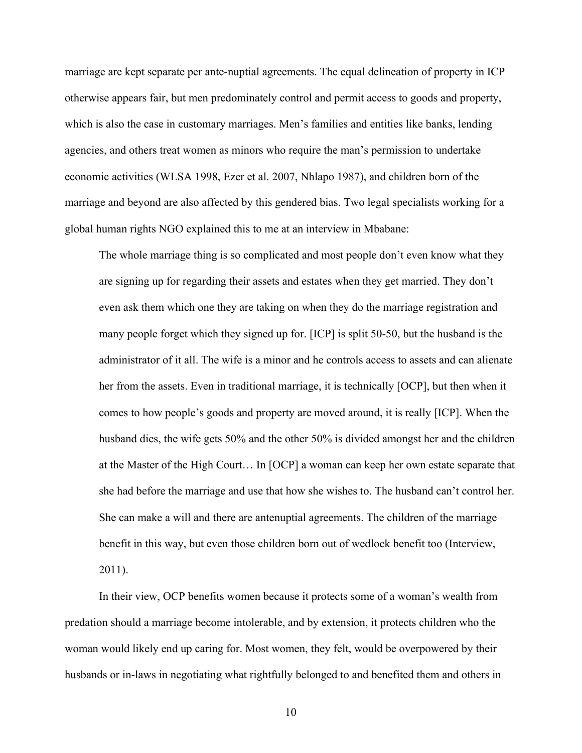marriage are kept separate per ante-nuptial agreements. The equal delineation of property in ICP otherwise appears fair, but men predominately control and permit access to goods and property, which is also the case in customary marriages. Men's families and entities like banks, lending agencies, and others treat women as minors who require the man's permission to undertake economic activities (WLSA 1998, Ezer et al. 2007, Nhlapo 1987), and children born of the marriage and beyond are also affected by this gendered bias. Two legal specialists working for a global human rights NGO explained this to me at an interview in Mbabane:

> The whole marriage thing is so complicated and most people don't even know what they are signing up for regarding their assets and estates when they get married. They don't even ask them which one they are taking on when they do the marriage registration and many people forget which they signed up for. [ICP] is split 50-50, but the husband is the administrator of it all. The wife is a minor and he controls access to assets and can alienate her from the assets. Even in traditional marriage, it is technically [OCP], but then when it comes to how people's goods and property are moved around, it is really [ICP]. When the husband dies, the wife gets 50% and the other 50% is divided amongst her and the children at the Master of the High Court… In [OCP] a woman can keep her own estate separate that she had before the marriage and use that how she wishes to. The husband can't control her. She can make a will and there are antenuptial agreements. The children of the marriage benefit in this way, but even those children born out of wedlock benefit too (Interview, 2011).

In their view, OCP benefits women because it protects some of a woman's wealth from predation should a marriage become intolerable, and by extension, it protects children who the woman would likely end up caring for. Most women, they felt, would be overpowered by their husbands or in-laws in negotiating what rightfully belonged to and benefited them and others in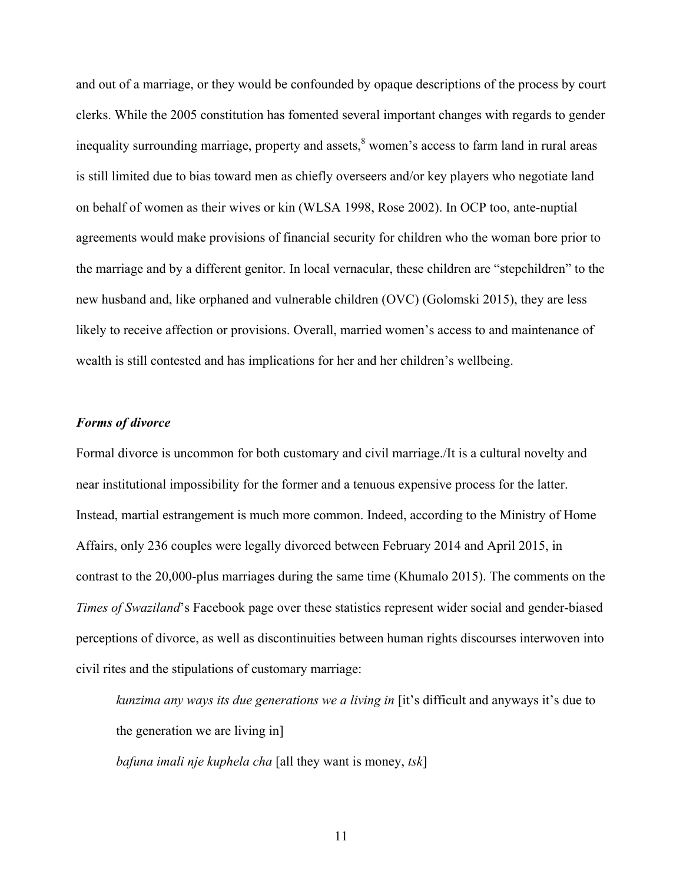and out of a marriage, or they would be confounded by opaque descriptions of the process by court clerks. While the 2005 constitution has fomented several important changes with regards to gender inequality surrounding marriage, property and assets,[8] women's access to farm land in rural areas is still limited due to bias toward men as chiefly overseers and/or key players who negotiate land on behalf of women as their wives or kin (WLSA 1998, Rose 2002). In OCP too, ante-nuptial agreements would make provisions of financial security for children who the woman bore prior to the marriage and by a different genitor. In local vernacular, these children are "stepchildren" to the new husband and, like orphaned and vulnerable children (OVC) (Golomski 2015), they are less likely to receive affection or provisions. Overall, married women's access to and maintenance of wealth is still contested and has implications for her and her children's wellbeing.

### *Forms of divorce*

Formal divorce is uncommon for both customary and civil marriage./It is a cultural novelty and near institutional impossibility for the former and a tenuous expensive process for the latter. Instead, martial estrangement is much more common. Indeed, according to the Ministry of Home Affairs, only 236 couples were legally divorced between February 2014 and April 2015, in contrast to the 20,000-plus marriages during the same time (Khumalo 2015). The comments on the *Times of Swaziland*'s Facebook page over these statistics represent wider social and gender-biased perceptions of divorce, as well as discontinuities between human rights discourses interwoven into civil rites and the stipulations of customary marriage:

> *kunzima any ways its due generations we a living in* [it's difficult and anyways it's due to the generation we are living in]
>
> *bafuna imali nje kuphela cha* [all they want is money, *tsk*]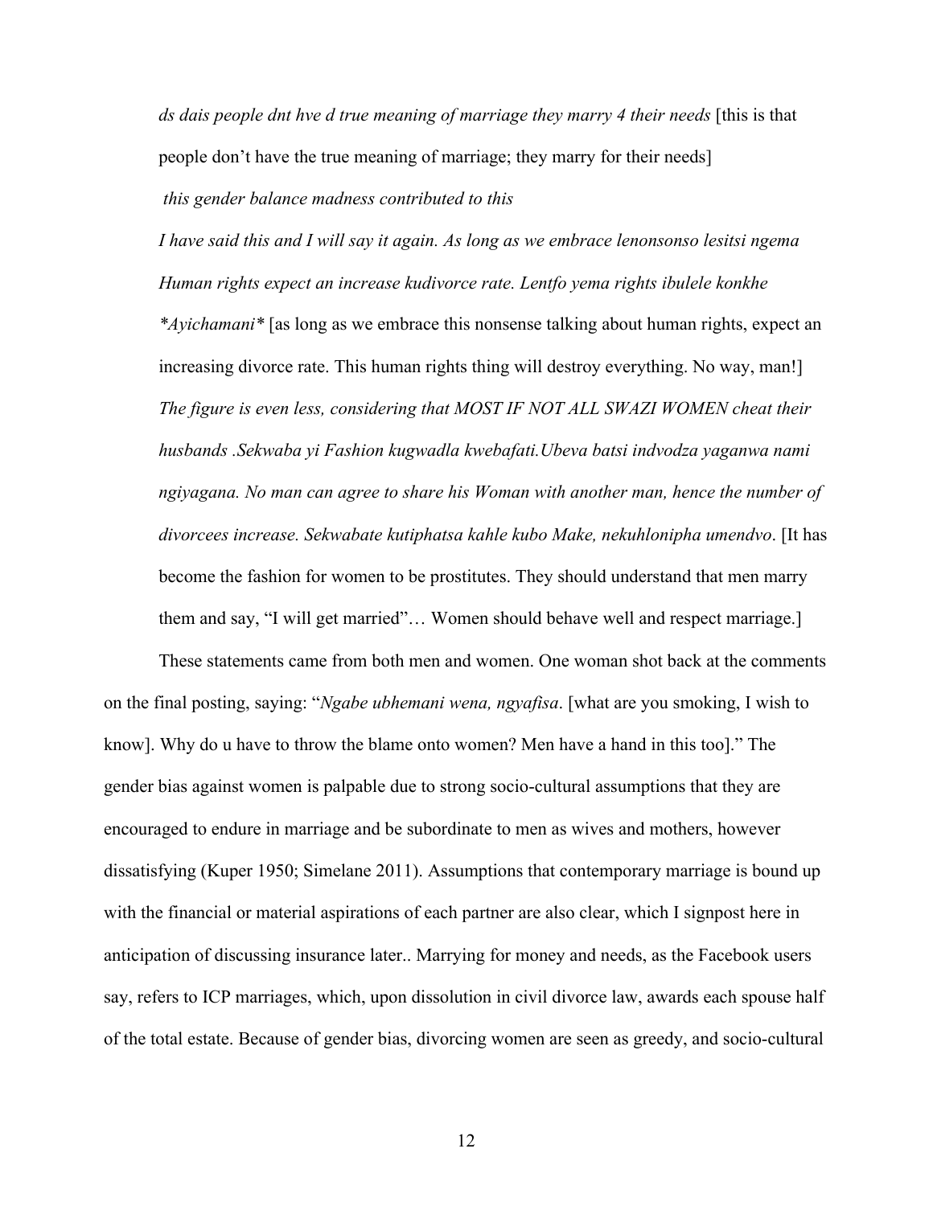> *ds dais people dnt hve d true meaning of marriage they marry 4 their needs* [this is that people don't have the true meaning of marriage; they marry for their needs]
>
> *this gender balance madness contributed to this*
>
> *I have said this and I will say it again. As long as we embrace lenonsonso lesitsi ngema Human rights expect an increase kudivorce rate. Lentfo yema rights ibulele konkhe *Ayichamani** [as long as we embrace this nonsense talking about human rights, expect an increasing divorce rate. This human rights thing will destroy everything. No way, man!]
>
> *The figure is even less, considering that MOST IF NOT ALL SWAZI WOMEN cheat their husbands .Sekwaba yi Fashion kugwadla kwebafati.Ubeva batsi indvodza yaganwa nami ngiyagana. No man can agree to share his Woman with another man, hence the number of divorcees increase. Sekwabate kutiphatsa kahle kubo Make, nekuhlonipha umendvo*. [It has become the fashion for women to be prostitutes. They should understand that men marry them and say, "I will get married"… Women should behave well and respect marriage.]

These statements came from both men and women. One woman shot back at the comments on the final posting, saying: "*Ngabe ubhemani wena, ngyafisa*. [what are you smoking, I wish to know]. Why do u have to throw the blame onto women? Men have a hand in this too]." The gender bias against women is palpable due to strong socio-cultural assumptions that they are encouraged to endure in marriage and be subordinate to men as wives and mothers, however dissatisfying (Kuper 1950; Simelane 2011). Assumptions that contemporary marriage is bound up with the financial or material aspirations of each partner are also clear, which I signpost here in anticipation of discussing insurance later.. Marrying for money and needs, as the Facebook users say, refers to ICP marriages, which, upon dissolution in civil divorce law, awards each spouse half of the total estate. Because of gender bias, divorcing women are seen as greedy, and socio-cultural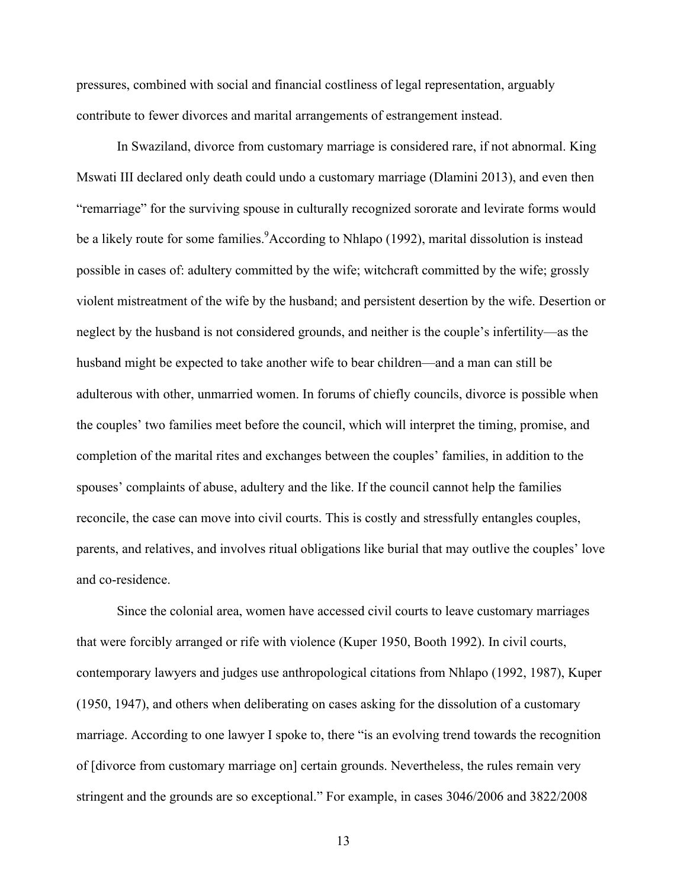pressures, combined with social and financial costliness of legal representation, arguably contribute to fewer divorces and marital arrangements of estrangement instead.

In Swaziland, divorce from customary marriage is considered rare, if not abnormal. King Mswati III declared only death could undo a customary marriage (Dlamini 2013), and even then "remarriage" for the surviving spouse in culturally recognized sororate and levirate forms would be a likely route for some families.[9]According to Nhlapo (1992), marital dissolution is instead possible in cases of: adultery committed by the wife; witchcraft committed by the wife; grossly violent mistreatment of the wife by the husband; and persistent desertion by the wife. Desertion or neglect by the husband is not considered grounds, and neither is the couple's infertility—as the husband might be expected to take another wife to bear children—and a man can still be adulterous with other, unmarried women. In forums of chiefly councils, divorce is possible when the couples' two families meet before the council, which will interpret the timing, promise, and completion of the marital rites and exchanges between the couples' families, in addition to the spouses' complaints of abuse, adultery and the like. If the council cannot help the families reconcile, the case can move into civil courts. This is costly and stressfully entangles couples, parents, and relatives, and involves ritual obligations like burial that may outlive the couples' love and co-residence.

Since the colonial area, women have accessed civil courts to leave customary marriages that were forcibly arranged or rife with violence (Kuper 1950, Booth 1992). In civil courts, contemporary lawyers and judges use anthropological citations from Nhlapo (1992, 1987), Kuper (1950, 1947), and others when deliberating on cases asking for the dissolution of a customary marriage. According to one lawyer I spoke to, there "is an evolving trend towards the recognition of [divorce from customary marriage on] certain grounds. Nevertheless, the rules remain very stringent and the grounds are so exceptional." For example, in cases 3046/2006 and 3822/2008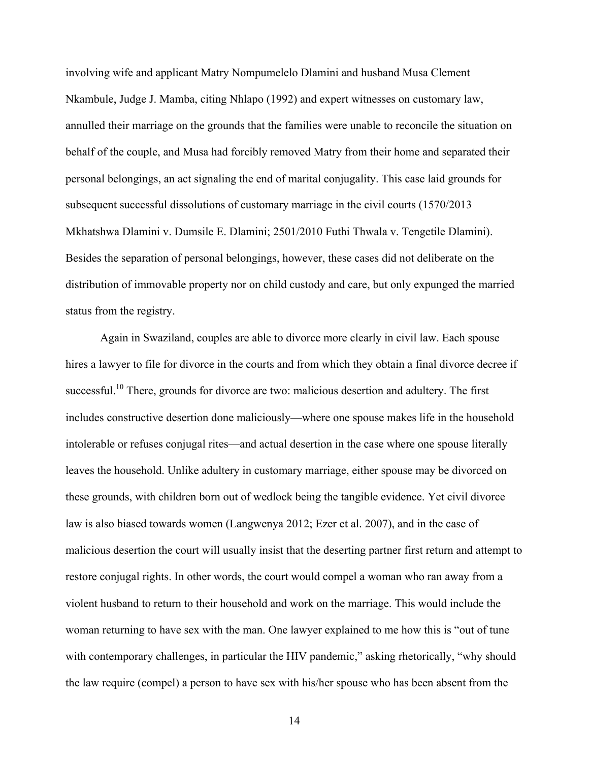involving wife and applicant Matry Nompumelelo Dlamini and husband Musa Clement Nkambule, Judge J. Mamba, citing Nhlapo (1992) and expert witnesses on customary law, annulled their marriage on the grounds that the families were unable to reconcile the situation on behalf of the couple, and Musa had forcibly removed Matry from their home and separated their personal belongings, an act signaling the end of marital conjugality. This case laid grounds for subsequent successful dissolutions of customary marriage in the civil courts (1570/2013 Mkhatshwa Dlamini v. Dumsile E. Dlamini; 2501/2010 Futhi Thwala v. Tengetile Dlamini). Besides the separation of personal belongings, however, these cases did not deliberate on the distribution of immovable property nor on child custody and care, but only expunged the married status from the registry.

Again in Swaziland, couples are able to divorce more clearly in civil law. Each spouse hires a lawyer to file for divorce in the courts and from which they obtain a final divorce decree if successful.[10] There, grounds for divorce are two: malicious desertion and adultery. The first includes constructive desertion done maliciously—where one spouse makes life in the household intolerable or refuses conjugal rites—and actual desertion in the case where one spouse literally leaves the household. Unlike adultery in customary marriage, either spouse may be divorced on these grounds, with children born out of wedlock being the tangible evidence. Yet civil divorce law is also biased towards women (Langwenya 2012; Ezer et al. 2007), and in the case of malicious desertion the court will usually insist that the deserting partner first return and attempt to restore conjugal rights. In other words, the court would compel a woman who ran away from a violent husband to return to their household and work on the marriage. This would include the woman returning to have sex with the man. One lawyer explained to me how this is "out of tune with contemporary challenges, in particular the HIV pandemic," asking rhetorically, "why should the law require (compel) a person to have sex with his/her spouse who has been absent from the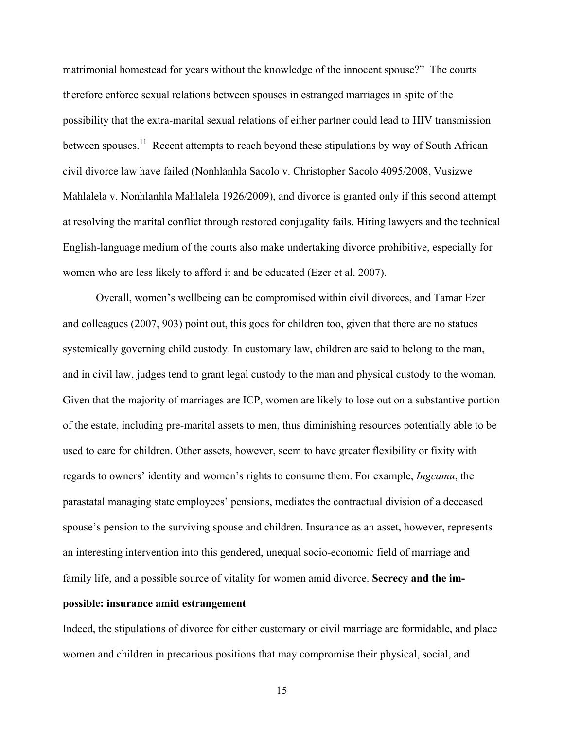matrimonial homestead for years without the knowledge of the innocent spouse?" The courts therefore enforce sexual relations between spouses in estranged marriages in spite of the possibility that the extra-marital sexual relations of either partner could lead to HIV transmission between spouses.[11] Recent attempts to reach beyond these stipulations by way of South African civil divorce law have failed (Nonhlanhla Sacolo v. Christopher Sacolo 4095/2008, Vusizwe Mahlalela v. Nonhlanhla Mahlalela 1926/2009), and divorce is granted only if this second attempt at resolving the marital conflict through restored conjugality fails. Hiring lawyers and the technical English-language medium of the courts also make undertaking divorce prohibitive, especially for women who are less likely to afford it and be educated (Ezer et al. 2007).

Overall, women's wellbeing can be compromised within civil divorces, and Tamar Ezer and colleagues (2007, 903) point out, this goes for children too, given that there are no statues systemically governing child custody. In customary law, children are said to belong to the man, and in civil law, judges tend to grant legal custody to the man and physical custody to the woman. Given that the majority of marriages are ICP, women are likely to lose out on a substantive portion of the estate, including pre-marital assets to men, thus diminishing resources potentially able to be used to care for children. Other assets, however, seem to have greater flexibility or fixity with regards to owners' identity and women's rights to consume them. For example, *Ingcamu*, the parastatal managing state employees' pensions, mediates the contractual division of a deceased spouse's pension to the surviving spouse and children. Insurance as an asset, however, represents an interesting intervention into this gendered, unequal socio-economic field of marriage and family life, and a possible source of vitality for women amid divorce.

## Secrecy and the im-possible: insurance amid estrangement

Indeed, the stipulations of divorce for either customary or civil marriage are formidable, and place women and children in precarious positions that may compromise their physical, social, and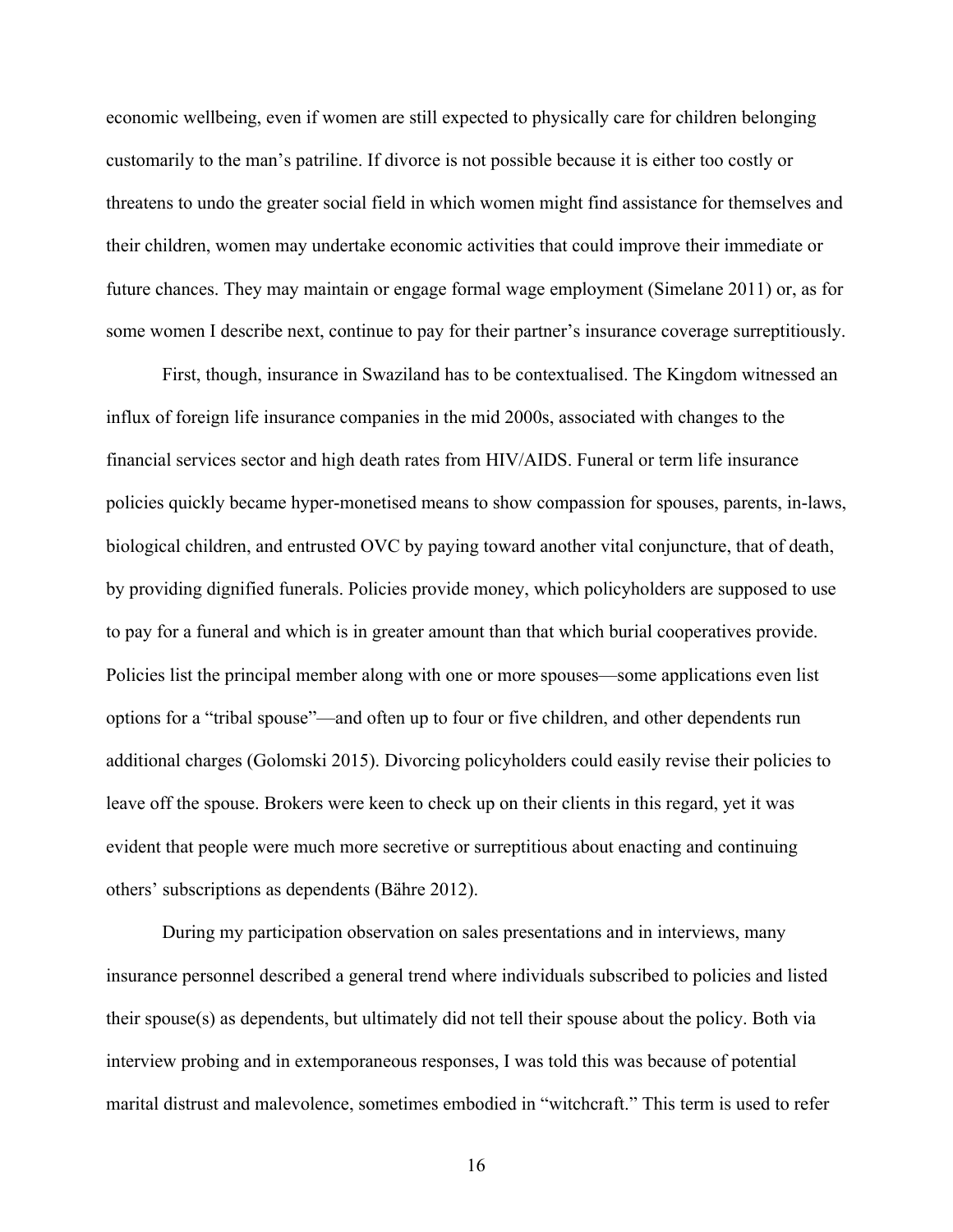economic wellbeing, even if women are still expected to physically care for children belonging customarily to the man's patriline. If divorce is not possible because it is either too costly or threatens to undo the greater social field in which women might find assistance for themselves and their children, women may undertake economic activities that could improve their immediate or future chances. They may maintain or engage formal wage employment (Simelane 2011) or, as for some women I describe next, continue to pay for their partner's insurance coverage surreptitiously.

First, though, insurance in Swaziland has to be contextualised. The Kingdom witnessed an influx of foreign life insurance companies in the mid 2000s, associated with changes to the financial services sector and high death rates from HIV/AIDS. Funeral or term life insurance policies quickly became hyper-monetised means to show compassion for spouses, parents, in-laws, biological children, and entrusted OVC by paying toward another vital conjuncture, that of death, by providing dignified funerals. Policies provide money, which policyholders are supposed to use to pay for a funeral and which is in greater amount than that which burial cooperatives provide. Policies list the principal member along with one or more spouses—some applications even list options for a "tribal spouse"—and often up to four or five children, and other dependents run additional charges (Golomski 2015). Divorcing policyholders could easily revise their policies to leave off the spouse. Brokers were keen to check up on their clients in this regard, yet it was evident that people were much more secretive or surreptitious about enacting and continuing others' subscriptions as dependents (Bähre 2012).

During my participation observation on sales presentations and in interviews, many insurance personnel described a general trend where individuals subscribed to policies and listed their spouse(s) as dependents, but ultimately did not tell their spouse about the policy. Both via interview probing and in extemporaneous responses, I was told this was because of potential marital distrust and malevolence, sometimes embodied in "witchcraft." This term is used to refer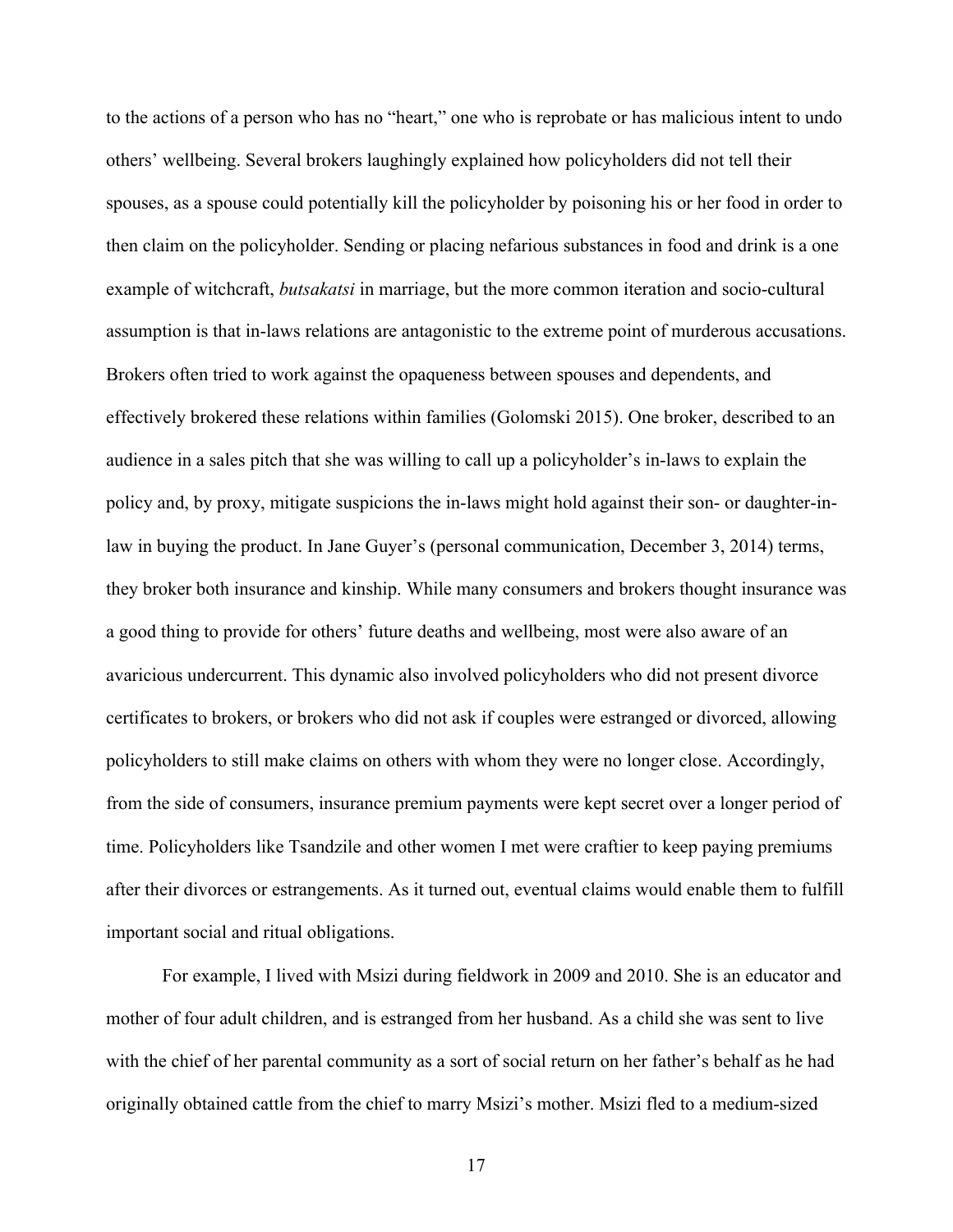to the actions of a person who has no "heart," one who is reprobate or has malicious intent to undo others' wellbeing. Several brokers laughingly explained how policyholders did not tell their spouses, as a spouse could potentially kill the policyholder by poisoning his or her food in order to then claim on the policyholder. Sending or placing nefarious substances in food and drink is a one example of witchcraft, *butsakatsi* in marriage, but the more common iteration and socio-cultural assumption is that in-laws relations are antagonistic to the extreme point of murderous accusations. Brokers often tried to work against the opaqueness between spouses and dependents, and effectively brokered these relations within families (Golomski 2015). One broker, described to an audience in a sales pitch that she was willing to call up a policyholder's in-laws to explain the policy and, by proxy, mitigate suspicions the in-laws might hold against their son- or daughter-in-law in buying the product. In Jane Guyer's (personal communication, December 3, 2014) terms, they broker both insurance and kinship. While many consumers and brokers thought insurance was a good thing to provide for others' future deaths and wellbeing, most were also aware of an avaricious undercurrent. This dynamic also involved policyholders who did not present divorce certificates to brokers, or brokers who did not ask if couples were estranged or divorced, allowing policyholders to still make claims on others with whom they were no longer close. Accordingly, from the side of consumers, insurance premium payments were kept secret over a longer period of time. Policyholders like Tsandzile and other women I met were craftier to keep paying premiums after their divorces or estrangements. As it turned out, eventual claims would enable them to fulfill important social and ritual obligations.

For example, I lived with Msizi during fieldwork in 2009 and 2010. She is an educator and mother of four adult children, and is estranged from her husband. As a child she was sent to live with the chief of her parental community as a sort of social return on her father's behalf as he had originally obtained cattle from the chief to marry Msizi's mother. Msizi fled to a medium-sized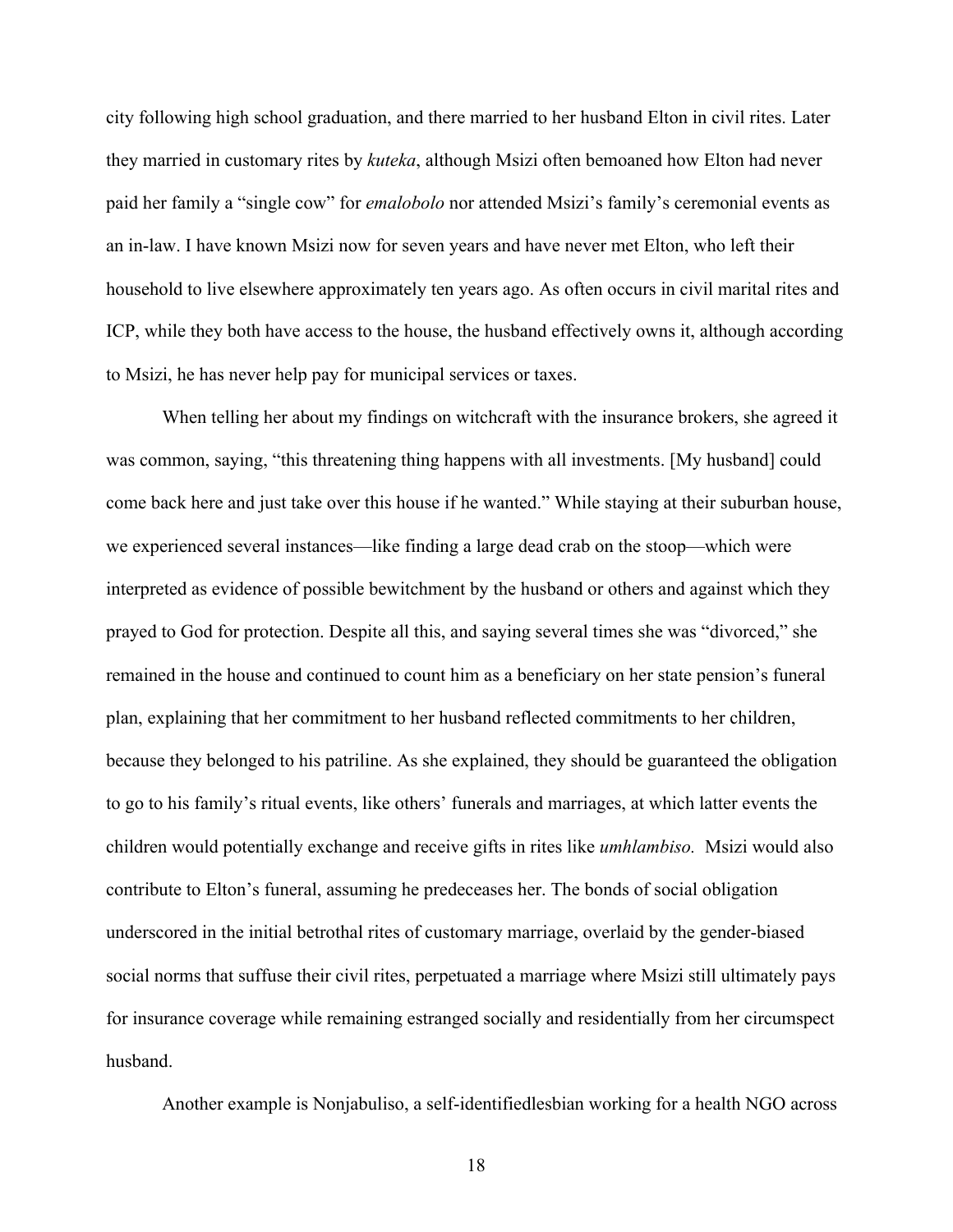city following high school graduation, and there married to her husband Elton in civil rites. Later they married in customary rites by *kuteka*, although Msizi often bemoaned how Elton had never paid her family a "single cow" for *emalobolo* nor attended Msizi's family's ceremonial events as an in-law. I have known Msizi now for seven years and have never met Elton, who left their household to live elsewhere approximately ten years ago. As often occurs in civil marital rites and ICP, while they both have access to the house, the husband effectively owns it, although according to Msizi, he has never help pay for municipal services or taxes.

When telling her about my findings on witchcraft with the insurance brokers, she agreed it was common, saying, "this threatening thing happens with all investments. [My husband] could come back here and just take over this house if he wanted." While staying at their suburban house, we experienced several instances—like finding a large dead crab on the stoop—which were interpreted as evidence of possible bewitchment by the husband or others and against which they prayed to God for protection. Despite all this, and saying several times she was "divorced," she remained in the house and continued to count him as a beneficiary on her state pension's funeral plan, explaining that her commitment to her husband reflected commitments to her children, because they belonged to his patriline. As she explained, they should be guaranteed the obligation to go to his family's ritual events, like others' funerals and marriages, at which latter events the children would potentially exchange and receive gifts in rites like *umhlambiso.* Msizi would also contribute to Elton's funeral, assuming he predeceases her. The bonds of social obligation underscored in the initial betrothal rites of customary marriage, overlaid by the gender-biased social norms that suffuse their civil rites, perpetuated a marriage where Msizi still ultimately pays for insurance coverage while remaining estranged socially and residentially from her circumspect husband.

Another example is Nonjabuliso, a self-identifiedlesbian working for a health NGO across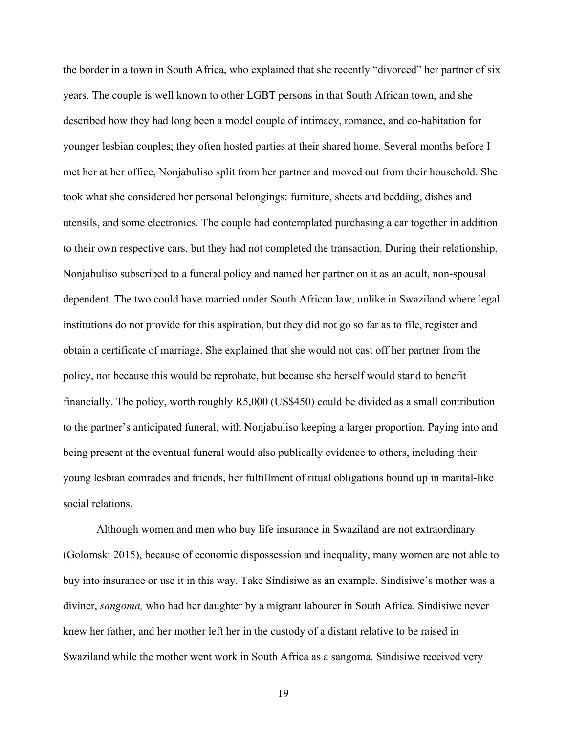the border in a town in South Africa, who explained that she recently "divorced" her partner of six years. The couple is well known to other LGBT persons in that South African town, and she described how they had long been a model couple of intimacy, romance, and co-habitation for younger lesbian couples; they often hosted parties at their shared home. Several months before I met her at her office, Nonjabuliso split from her partner and moved out from their household. She took what she considered her personal belongings: furniture, sheets and bedding, dishes and utensils, and some electronics. The couple had contemplated purchasing a car together in addition to their own respective cars, but they had not completed the transaction. During their relationship, Nonjabuliso subscribed to a funeral policy and named her partner on it as an adult, non-spousal dependent. The two could have married under South African law, unlike in Swaziland where legal institutions do not provide for this aspiration, but they did not go so far as to file, register and obtain a certificate of marriage. She explained that she would not cast off her partner from the policy, not because this would be reprobate, but because she herself would stand to benefit financially. The policy, worth roughly R5,000 (US$450) could be divided as a small contribution to the partner's anticipated funeral, with Nonjabuliso keeping a larger proportion. Paying into and being present at the eventual funeral would also publically evidence to others, including their young lesbian comrades and friends, her fulfillment of ritual obligations bound up in marital-like social relations.

Although women and men who buy life insurance in Swaziland are not extraordinary (Golomski 2015), because of economic dispossession and inequality, many women are not able to buy into insurance or use it in this way. Take Sindisiwe as an example. Sindisiwe's mother was a diviner, *sangoma,* who had her daughter by a migrant labourer in South Africa. Sindisiwe never knew her father, and her mother left her in the custody of a distant relative to be raised in Swaziland while the mother went work in South Africa as a sangoma. Sindisiwe received very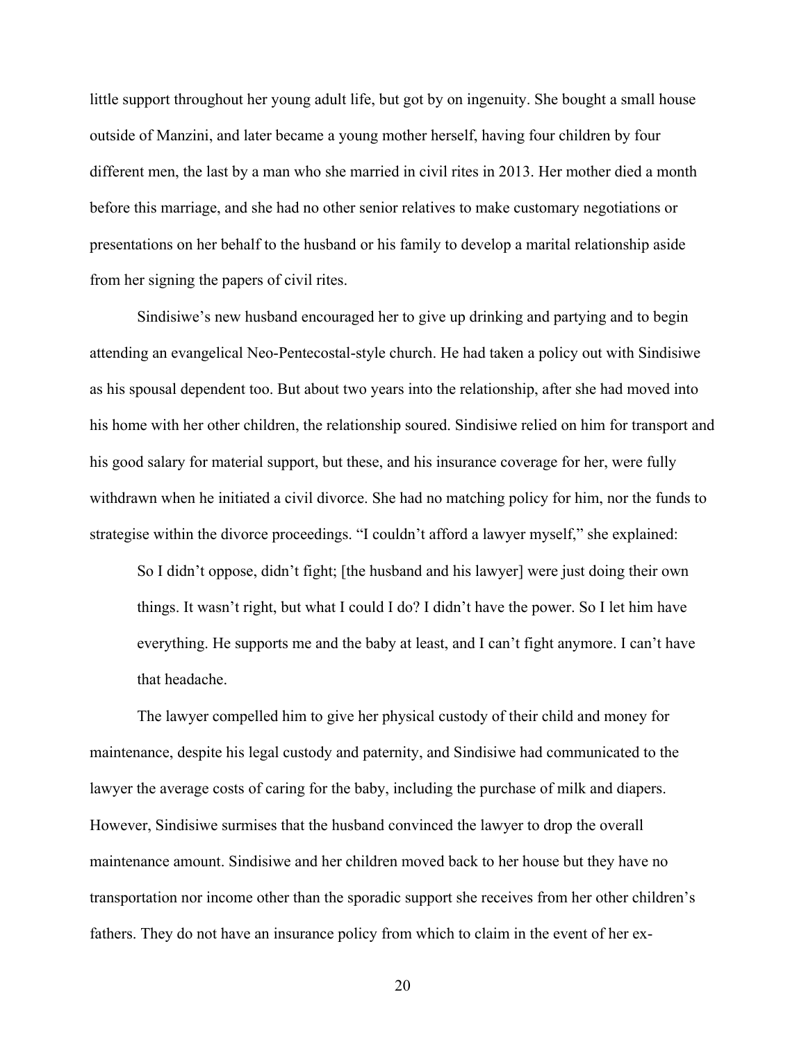little support throughout her young adult life, but got by on ingenuity. She bought a small house outside of Manzini, and later became a young mother herself, having four children by four different men, the last by a man who she married in civil rites in 2013. Her mother died a month before this marriage, and she had no other senior relatives to make customary negotiations or presentations on her behalf to the husband or his family to develop a marital relationship aside from her signing the papers of civil rites.

Sindisiwe's new husband encouraged her to give up drinking and partying and to begin attending an evangelical Neo-Pentecostal-style church. He had taken a policy out with Sindisiwe as his spousal dependent too. But about two years into the relationship, after she had moved into his home with her other children, the relationship soured. Sindisiwe relied on him for transport and his good salary for material support, but these, and his insurance coverage for her, were fully withdrawn when he initiated a civil divorce. She had no matching policy for him, nor the funds to strategise within the divorce proceedings. "I couldn't afford a lawyer myself," she explained:

> So I didn't oppose, didn't fight; [the husband and his lawyer] were just doing their own things. It wasn't right, but what I could I do? I didn't have the power. So I let him have everything. He supports me and the baby at least, and I can't fight anymore. I can't have that headache.

The lawyer compelled him to give her physical custody of their child and money for maintenance, despite his legal custody and paternity, and Sindisiwe had communicated to the lawyer the average costs of caring for the baby, including the purchase of milk and diapers. However, Sindisiwe surmises that the husband convinced the lawyer to drop the overall maintenance amount. Sindisiwe and her children moved back to her house but they have no transportation nor income other than the sporadic support she receives from her other children's fathers. They do not have an insurance policy from which to claim in the event of her ex-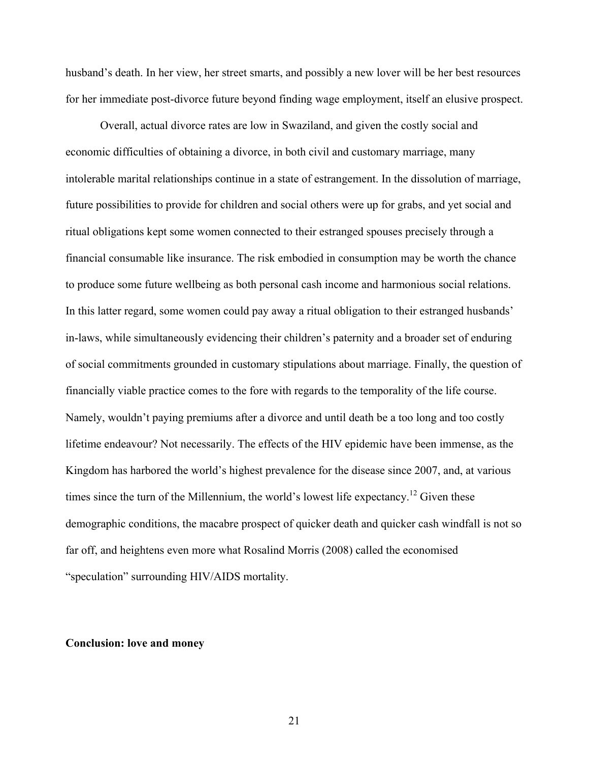husband's death. In her view, her street smarts, and possibly a new lover will be her best resources for her immediate post-divorce future beyond finding wage employment, itself an elusive prospect.

Overall, actual divorce rates are low in Swaziland, and given the costly social and economic difficulties of obtaining a divorce, in both civil and customary marriage, many intolerable marital relationships continue in a state of estrangement. In the dissolution of marriage, future possibilities to provide for children and social others were up for grabs, and yet social and ritual obligations kept some women connected to their estranged spouses precisely through a financial consumable like insurance. The risk embodied in consumption may be worth the chance to produce some future wellbeing as both personal cash income and harmonious social relations. In this latter regard, some women could pay away a ritual obligation to their estranged husbands' in-laws, while simultaneously evidencing their children's paternity and a broader set of enduring of social commitments grounded in customary stipulations about marriage. Finally, the question of financially viable practice comes to the fore with regards to the temporality of the life course. Namely, wouldn't paying premiums after a divorce and until death be a too long and too costly lifetime endeavour? Not necessarily. The effects of the HIV epidemic have been immense, as the Kingdom has harbored the world's highest prevalence for the disease since 2007, and, at various times since the turn of the Millennium, the world's lowest life expectancy.[12] Given these demographic conditions, the macabre prospect of quicker death and quicker cash windfall is not so far off, and heightens even more what Rosalind Morris (2008) called the economised "speculation" surrounding HIV/AIDS mortality.

## Conclusion: love and money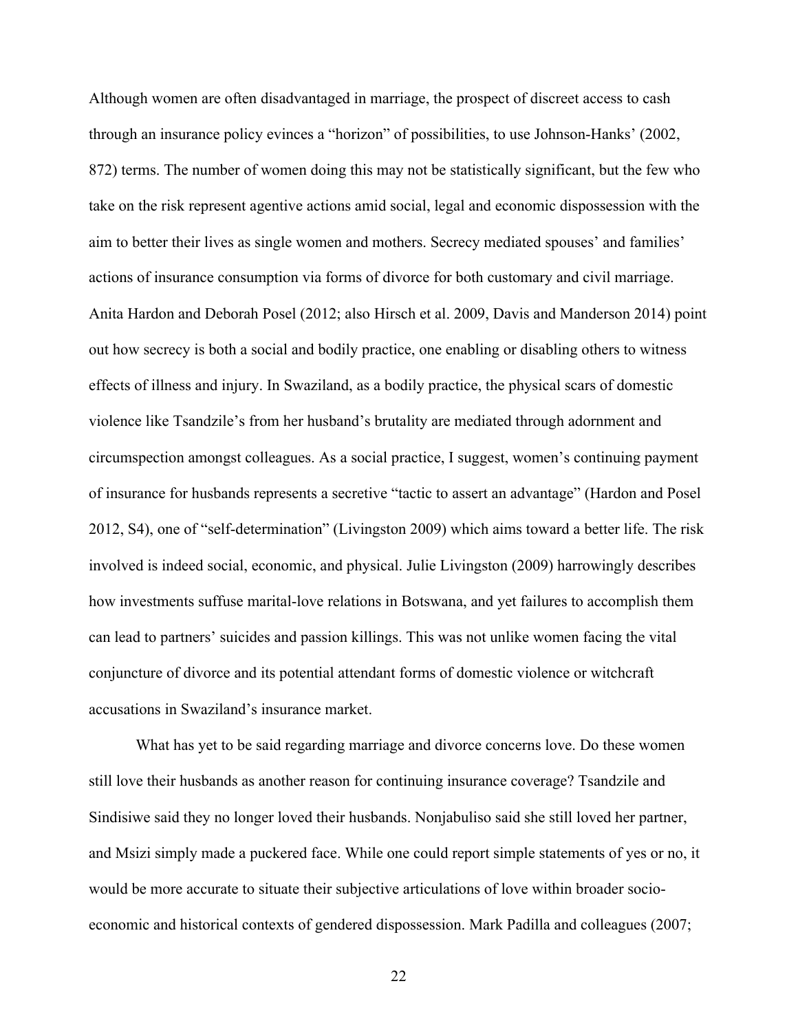Although women are often disadvantaged in marriage, the prospect of discreet access to cash through an insurance policy evinces a "horizon" of possibilities, to use Johnson-Hanks' (2002, 872) terms. The number of women doing this may not be statistically significant, but the few who take on the risk represent agentive actions amid social, legal and economic dispossession with the aim to better their lives as single women and mothers. Secrecy mediated spouses' and families' actions of insurance consumption via forms of divorce for both customary and civil marriage. Anita Hardon and Deborah Posel (2012; also Hirsch et al. 2009, Davis and Manderson 2014) point out how secrecy is both a social and bodily practice, one enabling or disabling others to witness effects of illness and injury. In Swaziland, as a bodily practice, the physical scars of domestic violence like Tsandzile's from her husband's brutality are mediated through adornment and circumspection amongst colleagues. As a social practice, I suggest, women's continuing payment of insurance for husbands represents a secretive "tactic to assert an advantage" (Hardon and Posel 2012, S4), one of "self-determination" (Livingston 2009) which aims toward a better life. The risk involved is indeed social, economic, and physical. Julie Livingston (2009) harrowingly describes how investments suffuse marital-love relations in Botswana, and yet failures to accomplish them can lead to partners' suicides and passion killings. This was not unlike women facing the vital conjuncture of divorce and its potential attendant forms of domestic violence or witchcraft accusations in Swaziland's insurance market.

What has yet to be said regarding marriage and divorce concerns love. Do these women still love their husbands as another reason for continuing insurance coverage? Tsandzile and Sindisiwe said they no longer loved their husbands. Nonjabuliso said she still loved her partner, and Msizi simply made a puckered face. While one could report simple statements of yes or no, it would be more accurate to situate their subjective articulations of love within broader socio-economic and historical contexts of gendered dispossession. Mark Padilla and colleagues (2007;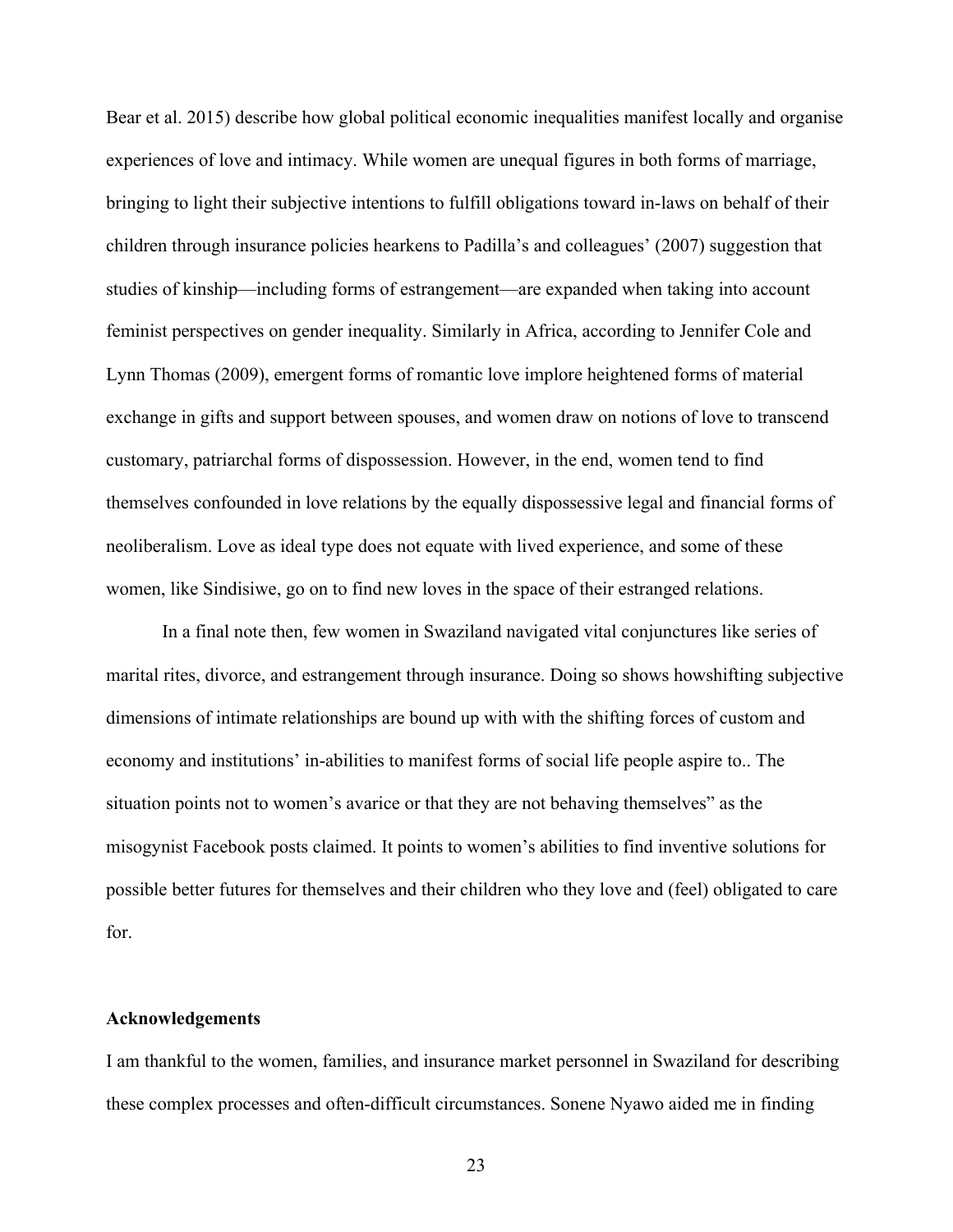Bear et al. 2015) describe how global political economic inequalities manifest locally and organise experiences of love and intimacy. While women are unequal figures in both forms of marriage, bringing to light their subjective intentions to fulfill obligations toward in-laws on behalf of their children through insurance policies hearkens to Padilla's and colleagues' (2007) suggestion that studies of kinship—including forms of estrangement—are expanded when taking into account feminist perspectives on gender inequality. Similarly in Africa, according to Jennifer Cole and Lynn Thomas (2009), emergent forms of romantic love implore heightened forms of material exchange in gifts and support between spouses, and women draw on notions of love to transcend customary, patriarchal forms of dispossession. However, in the end, women tend to find themselves confounded in love relations by the equally dispossessive legal and financial forms of neoliberalism. Love as ideal type does not equate with lived experience, and some of these women, like Sindisiwe, go on to find new loves in the space of their estranged relations.

In a final note then, few women in Swaziland navigated vital conjunctures like series of marital rites, divorce, and estrangement through insurance. Doing so shows howshifting subjective dimensions of intimate relationships are bound up with with the shifting forces of custom and economy and institutions' in-abilities to manifest forms of social life people aspire to.. The situation points not to women's avarice or that they are not behaving themselves" as the misogynist Facebook posts claimed. It points to women's abilities to find inventive solutions for possible better futures for themselves and their children who they love and (feel) obligated to care for.

**Acknowledgements**

I am thankful to the women, families, and insurance market personnel in Swaziland for describing these complex processes and often-difficult circumstances. Sonene Nyawo aided me in finding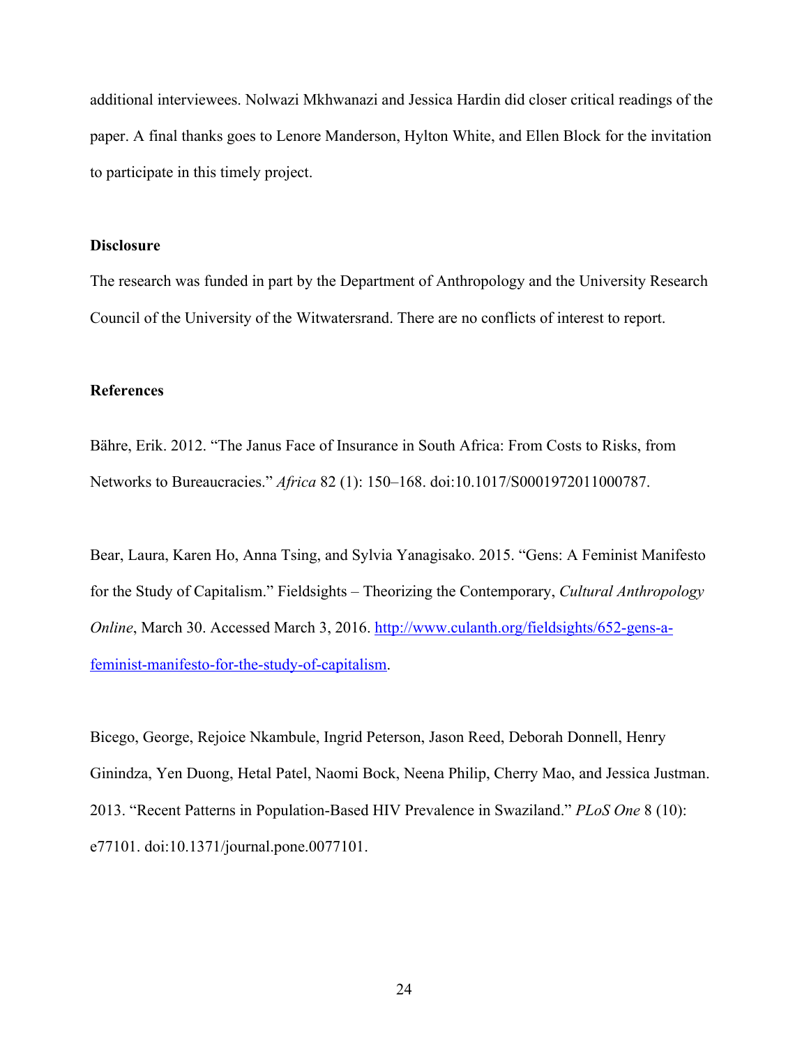additional interviewees. Nolwazi Mkhwanazi and Jessica Hardin did closer critical readings of the paper. A final thanks goes to Lenore Manderson, Hylton White, and Ellen Block for the invitation to participate in this timely project.

**Disclosure**

The research was funded in part by the Department of Anthropology and the University Research Council of the University of the Witwatersrand. There are no conflicts of interest to report.

**References**

Bähre, Erik. 2012. "The Janus Face of Insurance in South Africa: From Costs to Risks, from Networks to Bureaucracies." *Africa* 82 (1): 150–168. doi:10.1017/S0001972011000787.

Bear, Laura, Karen Ho, Anna Tsing, and Sylvia Yanagisako. 2015. "Gens: A Feminist Manifesto for the Study of Capitalism." Fieldsights – Theorizing the Contemporary, *Cultural Anthropology Online*, March 30. Accessed March 3, 2016. [http://www.culanth.org/fieldsights/652-gens-a-feminist-manifesto-for-the-study-of-capitalism](http://www.culanth.org/fieldsights/652-gens-a-feminist-manifesto-for-the-study-of-capitalism).

Bicego, George, Rejoice Nkambule, Ingrid Peterson, Jason Reed, Deborah Donnell, Henry Ginindza, Yen Duong, Hetal Patel, Naomi Bock, Neena Philip, Cherry Mao, and Jessica Justman. 2013. "Recent Patterns in Population-Based HIV Prevalence in Swaziland." *PLoS One* 8 (10): e77101. doi:10.1371/journal.pone.0077101.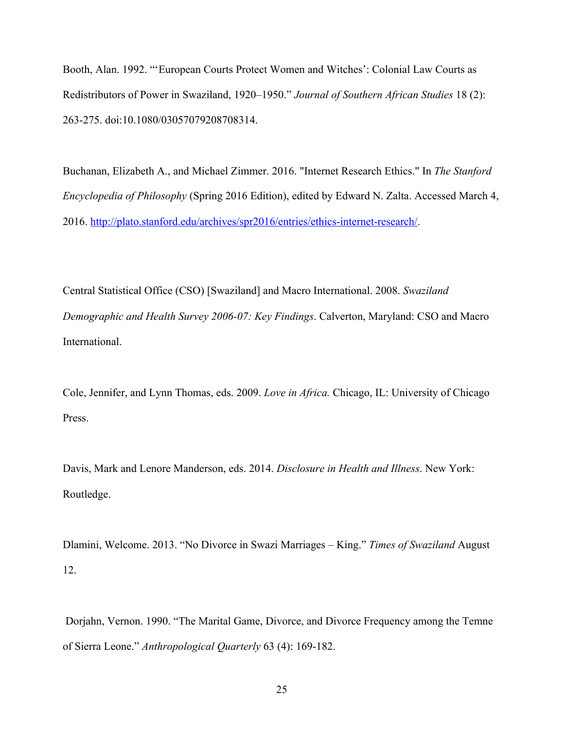Booth, Alan. 1992. "'European Courts Protect Women and Witches': Colonial Law Courts as Redistributors of Power in Swaziland, 1920–1950." *Journal of Southern African Studies* 18 (2): 263-275. doi:10.1080/03057079208708314.

Buchanan, Elizabeth A., and Michael Zimmer. 2016. "Internet Research Ethics." In *The Stanford Encyclopedia of Philosophy* (Spring 2016 Edition), edited by Edward N. Zalta. Accessed March 4, 2016. http://plato.stanford.edu/archives/spr2016/entries/ethics-internet-research/.

Central Statistical Office (CSO) [Swaziland] and Macro International. 2008. *Swaziland Demographic and Health Survey 2006-07: Key Findings*. Calverton, Maryland: CSO and Macro International.

Cole, Jennifer, and Lynn Thomas, eds. 2009. *Love in Africa.* Chicago, IL: University of Chicago Press.

Davis, Mark and Lenore Manderson, eds. 2014. *Disclosure in Health and Illness*. New York: Routledge.

Dlamini, Welcome. 2013. "No Divorce in Swazi Marriages – King." *Times of Swaziland* August 12.

Dorjahn, Vernon. 1990. "The Marital Game, Divorce, and Divorce Frequency among the Temne of Sierra Leone." *Anthropological Quarterly* 63 (4): 169-182.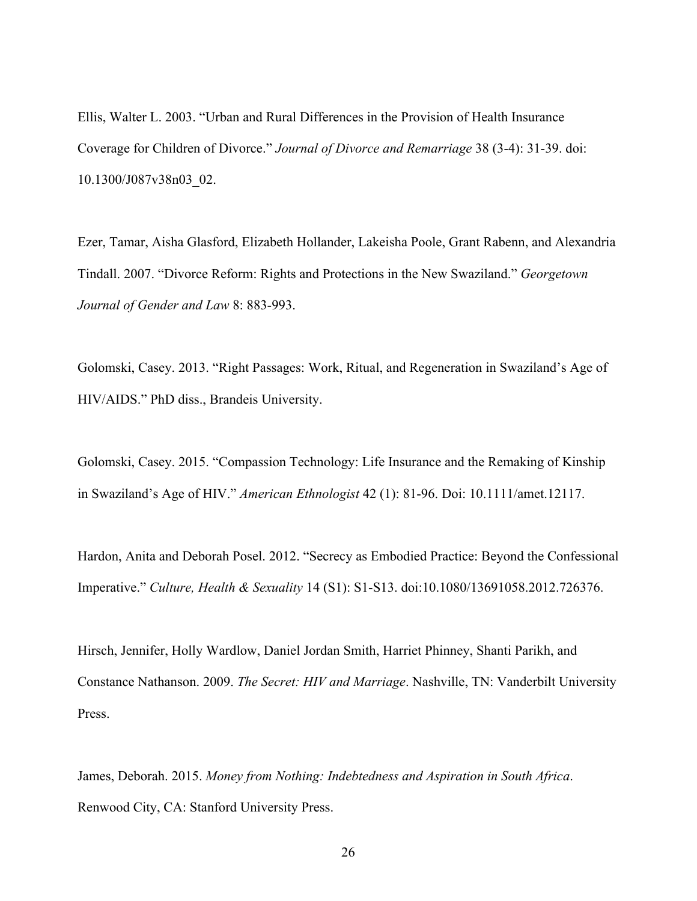Ellis, Walter L. 2003. “Urban and Rural Differences in the Provision of Health Insurance Coverage for Children of Divorce.” *Journal of Divorce and Remarriage* 38 (3-4): 31-39. doi: 10.1300/J087v38n03_02.

Ezer, Tamar, Aisha Glasford, Elizabeth Hollander, Lakeisha Poole, Grant Rabenn, and Alexandria Tindall. 2007. “Divorce Reform: Rights and Protections in the New Swaziland.” *Georgetown Journal of Gender and Law* 8: 883-993.

Golomski, Casey. 2013. “Right Passages: Work, Ritual, and Regeneration in Swaziland’s Age of HIV/AIDS.” PhD diss., Brandeis University.

Golomski, Casey. 2015. “Compassion Technology: Life Insurance and the Remaking of Kinship in Swaziland’s Age of HIV.” *American Ethnologist* 42 (1): 81-96. Doi: 10.1111/amet.12117.

Hardon, Anita and Deborah Posel. 2012. “Secrecy as Embodied Practice: Beyond the Confessional Imperative.” *Culture, Health & Sexuality* 14 (S1): S1-S13. doi:10.1080/13691058.2012.726376.

Hirsch, Jennifer, Holly Wardlow, Daniel Jordan Smith, Harriet Phinney, Shanti Parikh, and Constance Nathanson. 2009. *The Secret: HIV and Marriage*. Nashville, TN: Vanderbilt University Press.

James, Deborah. 2015. *Money from Nothing: Indebtedness and Aspiration in South Africa*. Renwood City, CA: Stanford University Press.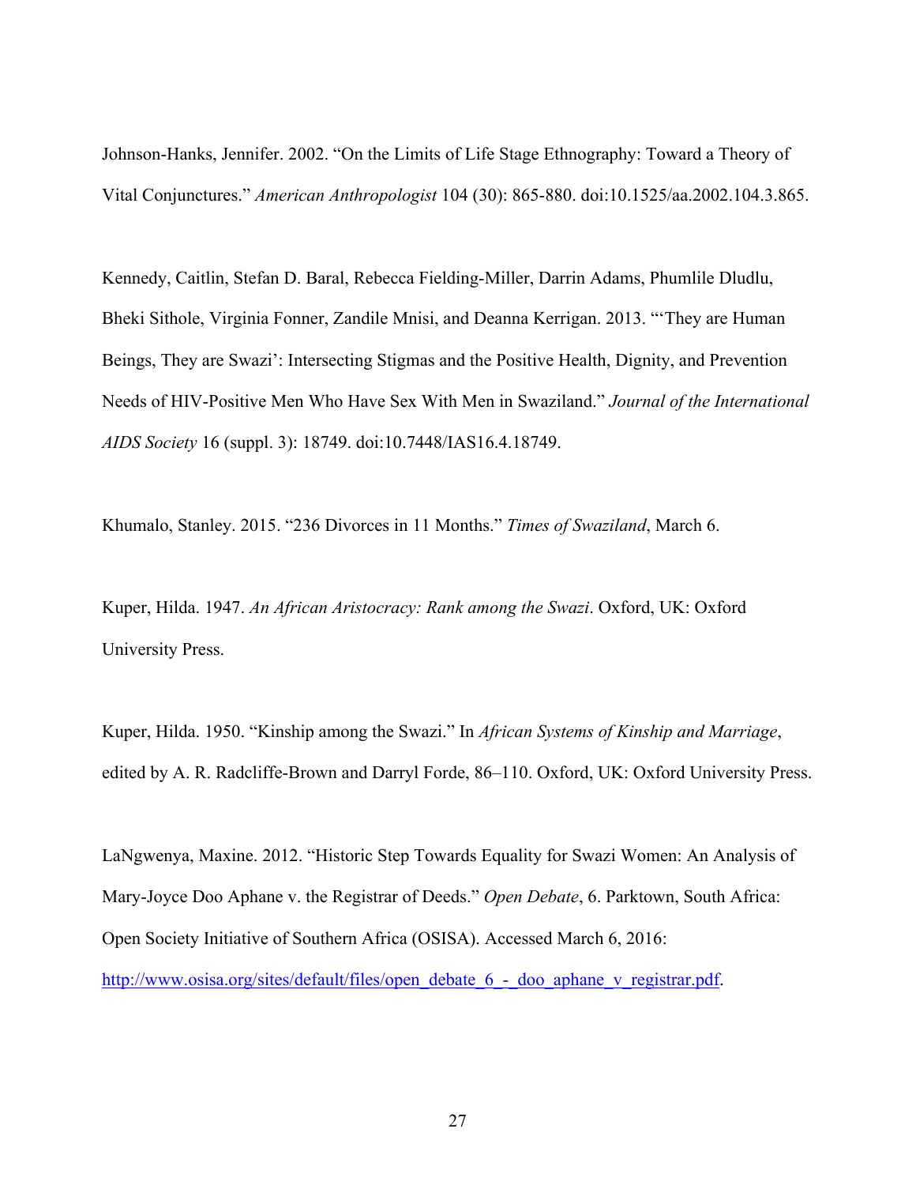Johnson-Hanks, Jennifer. 2002. "On the Limits of Life Stage Ethnography: Toward a Theory of Vital Conjunctures." *American Anthropologist* 104 (30): 865-880. doi:10.1525/aa.2002.104.3.865.

Kennedy, Caitlin, Stefan D. Baral, Rebecca Fielding-Miller, Darrin Adams, Phumlile Dludlu, Bheki Sithole, Virginia Fonner, Zandile Mnisi, and Deanna Kerrigan. 2013. "'They are Human Beings, They are Swazi': Intersecting Stigmas and the Positive Health, Dignity, and Prevention Needs of HIV-Positive Men Who Have Sex With Men in Swaziland." *Journal of the International AIDS Society* 16 (suppl. 3): 18749. doi:10.7448/IAS16.4.18749.

Khumalo, Stanley. 2015. "236 Divorces in 11 Months." *Times of Swaziland*, March 6.

Kuper, Hilda. 1947. *An African Aristocracy: Rank among the Swazi*. Oxford, UK: Oxford University Press.

Kuper, Hilda. 1950. "Kinship among the Swazi." In *African Systems of Kinship and Marriage*, edited by A. R. Radcliffe-Brown and Darryl Forde, 86–110. Oxford, UK: Oxford University Press.

LaNgwenya, Maxine. 2012. "Historic Step Towards Equality for Swazi Women: An Analysis of Mary-Joyce Doo Aphane v. the Registrar of Deeds." *Open Debate*, 6. Parktown, South Africa: Open Society Initiative of Southern Africa (OSISA). Accessed March 6, 2016: http://www.osisa.org/sites/default/files/open_debate_6_-_doo_aphane_v_registrar.pdf.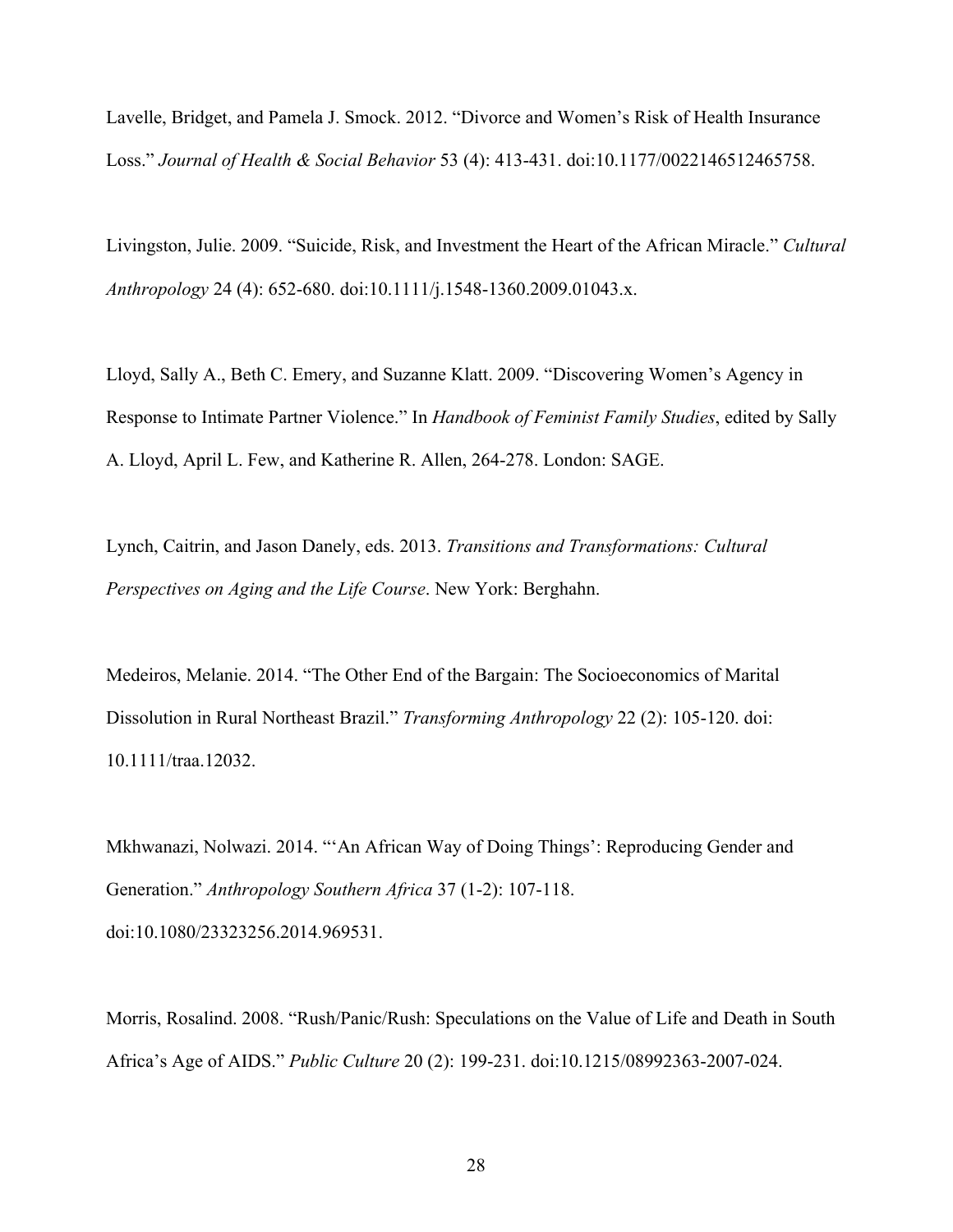Lavelle, Bridget, and Pamela J. Smock. 2012. "Divorce and Women's Risk of Health Insurance Loss." *Journal of Health & Social Behavior* 53 (4): 413-431. doi:10.1177/0022146512465758.

Livingston, Julie. 2009. "Suicide, Risk, and Investment the Heart of the African Miracle." *Cultural Anthropology* 24 (4): 652-680. doi:10.1111/j.1548-1360.2009.01043.x.

Lloyd, Sally A., Beth C. Emery, and Suzanne Klatt. 2009. "Discovering Women's Agency in Response to Intimate Partner Violence." In *Handbook of Feminist Family Studies*, edited by Sally A. Lloyd, April L. Few, and Katherine R. Allen, 264-278. London: SAGE.

Lynch, Caitrin, and Jason Danely, eds. 2013. *Transitions and Transformations: Cultural Perspectives on Aging and the Life Course*. New York: Berghahn.

Medeiros, Melanie. 2014. "The Other End of the Bargain: The Socioeconomics of Marital Dissolution in Rural Northeast Brazil." *Transforming Anthropology* 22 (2): 105-120. doi: 10.1111/traa.12032.

Mkhwanazi, Nolwazi. 2014. "'An African Way of Doing Things': Reproducing Gender and Generation." *Anthropology Southern Africa* 37 (1-2): 107-118. doi:10.1080/23323256.2014.969531.

Morris, Rosalind. 2008. "Rush/Panic/Rush: Speculations on the Value of Life and Death in South Africa's Age of AIDS." *Public Culture* 20 (2): 199-231. doi:10.1215/08992363-2007-024.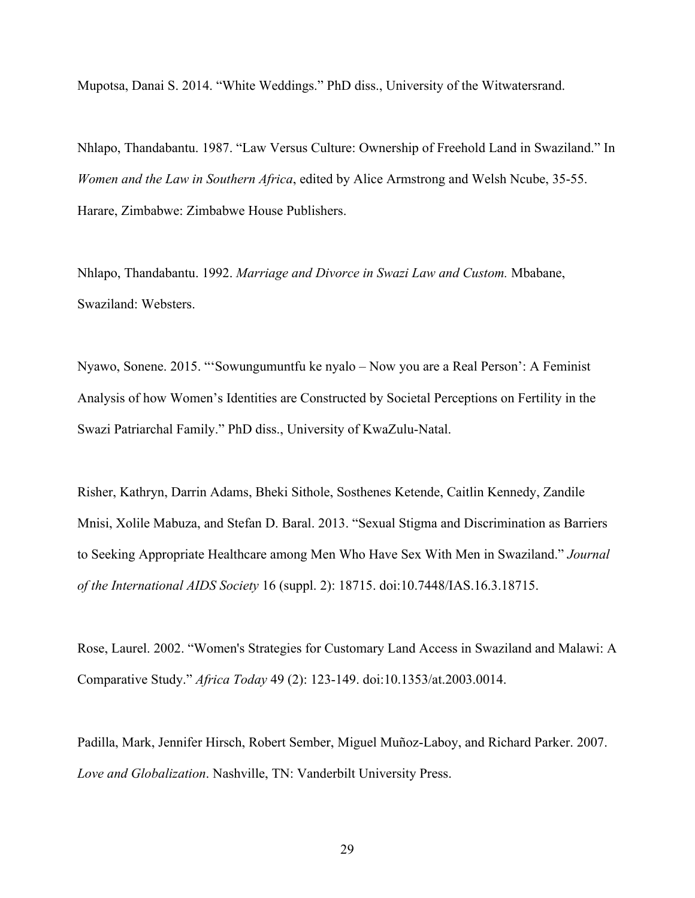Mupotsa, Danai S. 2014. "White Weddings." PhD diss., University of the Witwatersrand.

Nhlapo, Thandabantu. 1987. "Law Versus Culture: Ownership of Freehold Land in Swaziland." In *Women and the Law in Southern Africa*, edited by Alice Armstrong and Welsh Ncube, 35-55. Harare, Zimbabwe: Zimbabwe House Publishers.

Nhlapo, Thandabantu. 1992. *Marriage and Divorce in Swazi Law and Custom.* Mbabane, Swaziland: Websters.

Nyawo, Sonene. 2015. "'Sowungumuntfu ke nyalo – Now you are a Real Person': A Feminist Analysis of how Women's Identities are Constructed by Societal Perceptions on Fertility in the Swazi Patriarchal Family." PhD diss., University of KwaZulu-Natal.

Risher, Kathryn, Darrin Adams, Bheki Sithole, Sosthenes Ketende, Caitlin Kennedy, Zandile Mnisi, Xolile Mabuza, and Stefan D. Baral. 2013. "Sexual Stigma and Discrimination as Barriers to Seeking Appropriate Healthcare among Men Who Have Sex With Men in Swaziland." *Journal of the International AIDS Society* 16 (suppl. 2): 18715. doi:10.7448/IAS.16.3.18715.

Rose, Laurel. 2002. "Women's Strategies for Customary Land Access in Swaziland and Malawi: A Comparative Study." *Africa Today* 49 (2): 123-149. doi:10.1353/at.2003.0014.

Padilla, Mark, Jennifer Hirsch, Robert Sember, Miguel Muñoz-Laboy, and Richard Parker. 2007. *Love and Globalization*. Nashville, TN: Vanderbilt University Press.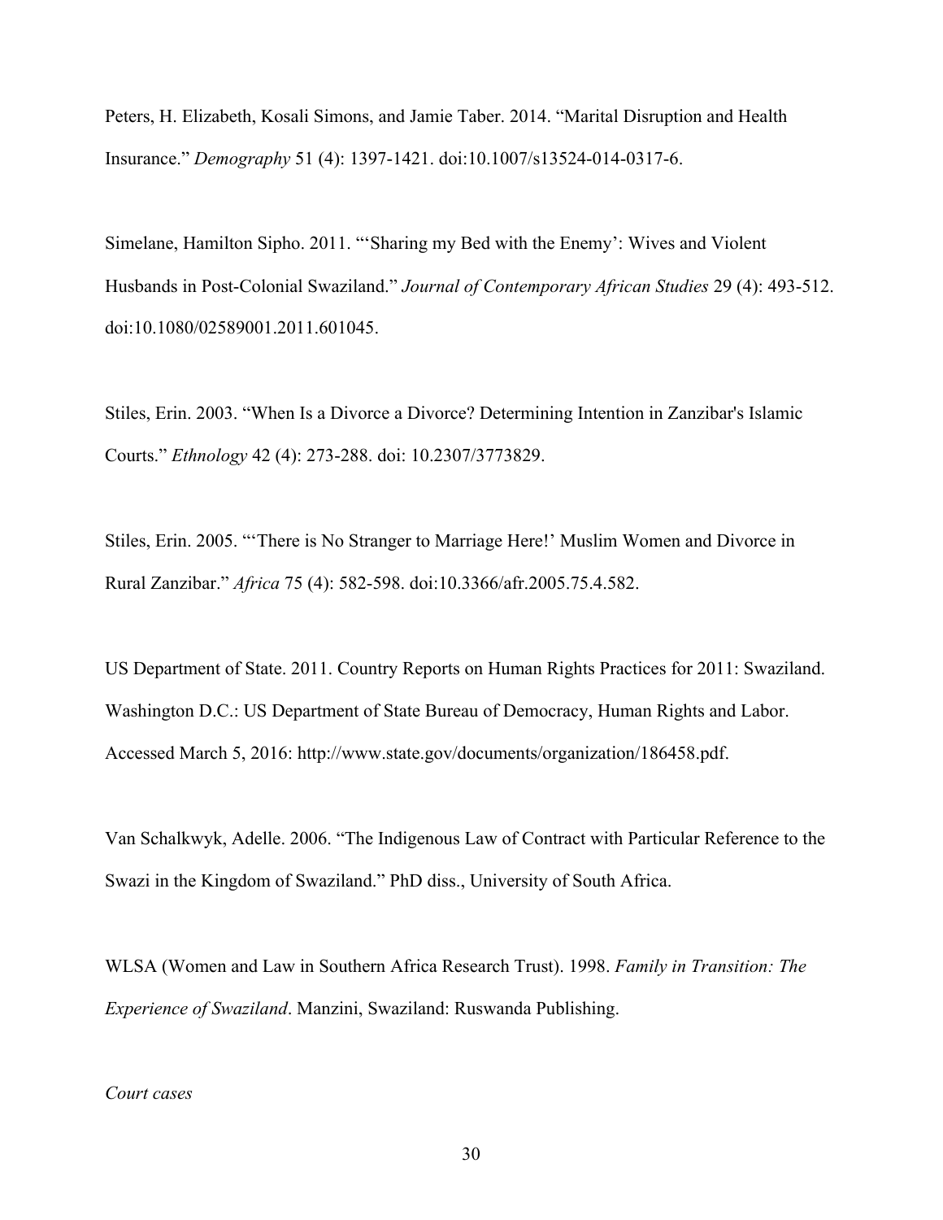Peters, H. Elizabeth, Kosali Simons, and Jamie Taber. 2014. "Marital Disruption and Health Insurance." *Demography* 51 (4): 1397-1421. doi:10.1007/s13524-014-0317-6.

Simelane, Hamilton Sipho. 2011. "'Sharing my Bed with the Enemy': Wives and Violent Husbands in Post-Colonial Swaziland." *Journal of Contemporary African Studies* 29 (4): 493-512. doi:10.1080/02589001.2011.601045.

Stiles, Erin. 2003. "When Is a Divorce a Divorce? Determining Intention in Zanzibar's Islamic Courts." *Ethnology* 42 (4): 273-288. doi: 10.2307/3773829.

Stiles, Erin. 2005. "'There is No Stranger to Marriage Here!' Muslim Women and Divorce in Rural Zanzibar." *Africa* 75 (4): 582-598. doi:10.3366/afr.2005.75.4.582.

US Department of State. 2011. Country Reports on Human Rights Practices for 2011: Swaziland. Washington D.C.: US Department of State Bureau of Democracy, Human Rights and Labor. Accessed March 5, 2016: http://www.state.gov/documents/organization/186458.pdf.

Van Schalkwyk, Adelle. 2006. "The Indigenous Law of Contract with Particular Reference to the Swazi in the Kingdom of Swaziland." PhD diss., University of South Africa.

WLSA (Women and Law in Southern Africa Research Trust). 1998. *Family in Transition: The Experience of Swaziland*. Manzini, Swaziland: Ruswanda Publishing.

*Court cases*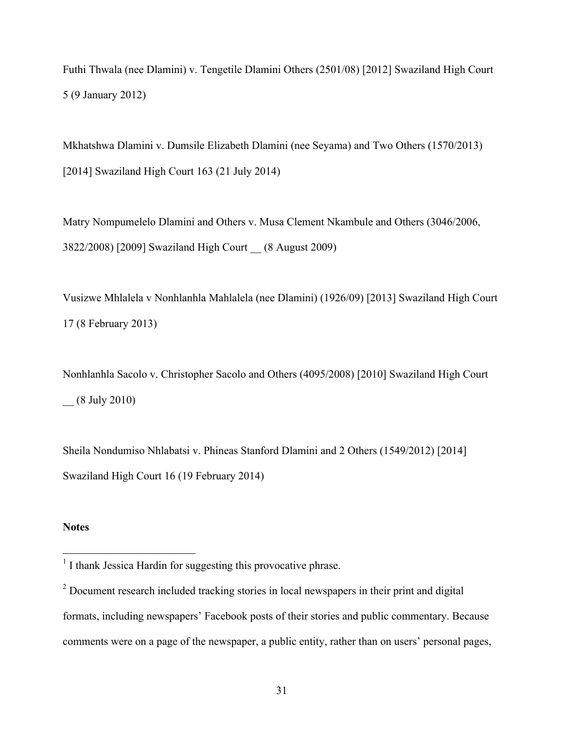Futhi Thwala (nee Dlamini) v. Tengetile Dlamini Others (2501/08) [2012] Swaziland High Court 5 (9 January 2012)

Mkhatshwa Dlamini v. Dumsile Elizabeth Dlamini (nee Seyama) and Two Others (1570/2013) [2014] Swaziland High Court 163 (21 July 2014)

Matry Nompumelelo Dlamini and Others v. Musa Clement Nkambule and Others (3046/2006, 3822/2008) [2009] Swaziland High Court __ (8 August 2009)

Vusizwe Mhlalela v Nonhlanhla Mahlalela (nee Dlamini) (1926/09) [2013] Swaziland High Court 17 (8 February 2013)

Nonhlanhla Sacolo v. Christopher Sacolo and Others (4095/2008) [2010] Swaziland High Court __ (8 July 2010)

Sheila Nondumiso Nhlabatsi v. Phineas Stanford Dlamini and 2 Others (1549/2012) [2014] Swaziland High Court 16 (19 February 2014)

**Notes**

---

[1] I thank Jessica Hardin for suggesting this provocative phrase.

[2] Document research included tracking stories in local newspapers in their print and digital formats, including newspapers' Facebook posts of their stories and public commentary. Because comments were on a page of the newspaper, a public entity, rather than on users' personal pages,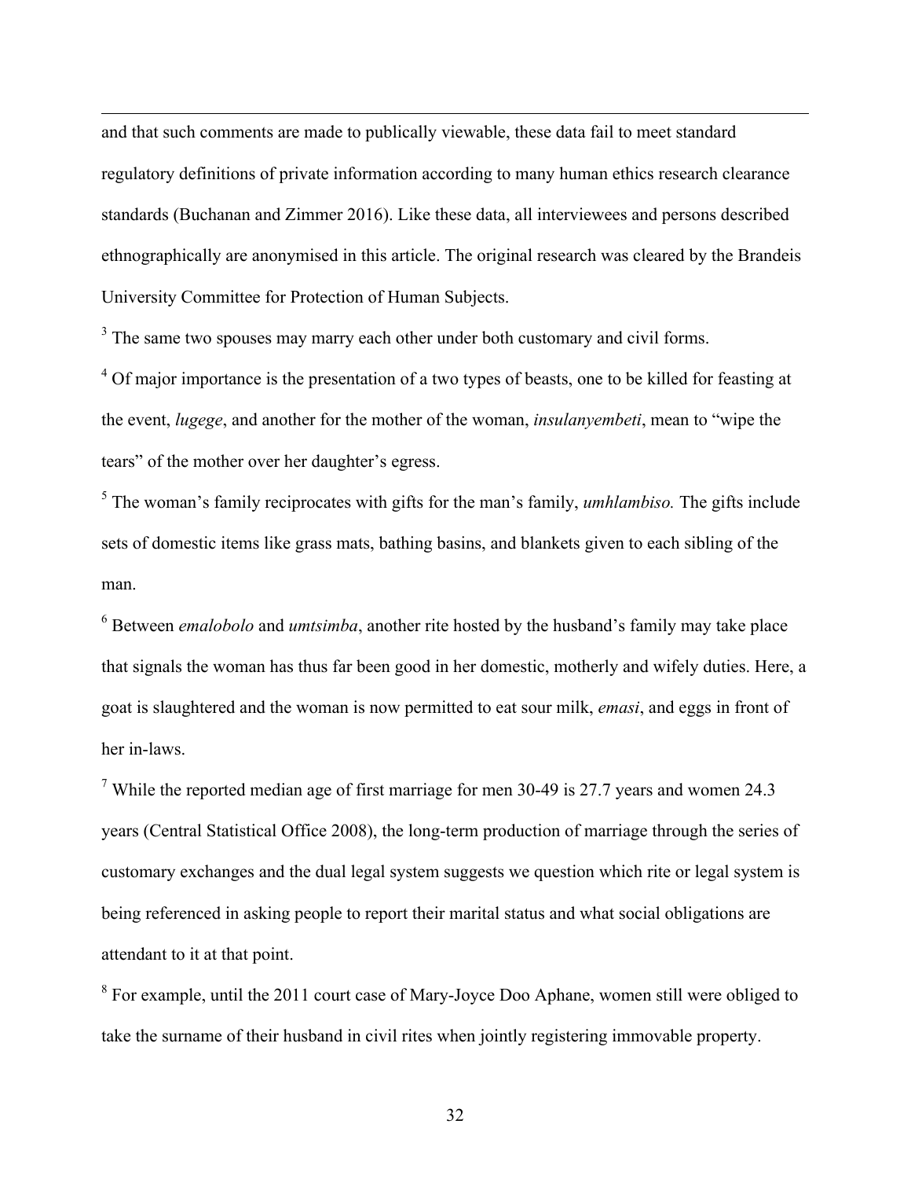and that such comments are made to publically viewable, these data fail to meet standard regulatory definitions of private information according to many human ethics research clearance standards (Buchanan and Zimmer 2016). Like these data, all interviewees and persons described ethnographically are anonymised in this article. The original research was cleared by the Brandeis University Committee for Protection of Human Subjects.

[3] The same two spouses may marry each other under both customary and civil forms.

[4] Of major importance is the presentation of a two types of beasts, one to be killed for feasting at the event, *lugege*, and another for the mother of the woman, *insulanyembeti*, mean to "wipe the tears" of the mother over her daughter's egress.

[5] The woman's family reciprocates with gifts for the man's family, *umhlambiso.* The gifts include sets of domestic items like grass mats, bathing basins, and blankets given to each sibling of the man.

[6] Between *emalobolo* and *umtsimba*, another rite hosted by the husband's family may take place that signals the woman has thus far been good in her domestic, motherly and wifely duties. Here, a goat is slaughtered and the woman is now permitted to eat sour milk, *emasi*, and eggs in front of her in-laws.

[7] While the reported median age of first marriage for men 30-49 is 27.7 years and women 24.3 years (Central Statistical Office 2008), the long-term production of marriage through the series of customary exchanges and the dual legal system suggests we question which rite or legal system is being referenced in asking people to report their marital status and what social obligations are attendant to it at that point.

[8] For example, until the 2011 court case of Mary-Joyce Doo Aphane, women still were obliged to take the surname of their husband in civil rites when jointly registering immovable property.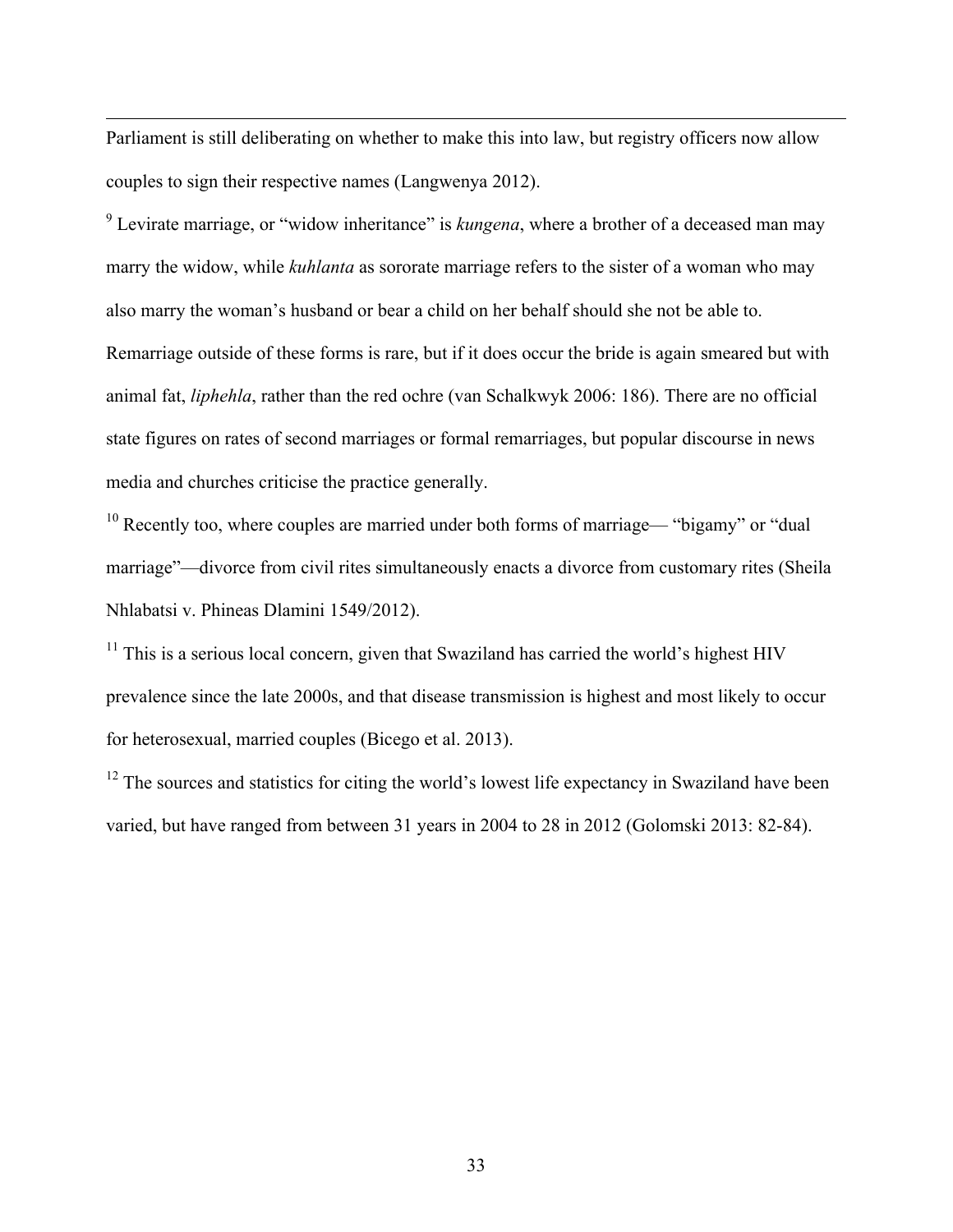Parliament is still deliberating on whether to make this into law, but registry officers now allow couples to sign their respective names (Langwenya 2012).

[9] Levirate marriage, or "widow inheritance" is *kungena*, where a brother of a deceased man may marry the widow, while *kuhlanta* as sororate marriage refers to the sister of a woman who may also marry the woman's husband or bear a child on her behalf should she not be able to. Remarriage outside of these forms is rare, but if it does occur the bride is again smeared but with animal fat, *liphehla*, rather than the red ochre (van Schalkwyk 2006: 186). There are no official state figures on rates of second marriages or formal remarriages, but popular discourse in news media and churches criticise the practice generally.

[10] Recently too, where couples are married under both forms of marriage— "bigamy" or "dual marriage"—divorce from civil rites simultaneously enacts a divorce from customary rites (Sheila Nhlabatsi v. Phineas Dlamini 1549/2012).

[11] This is a serious local concern, given that Swaziland has carried the world's highest HIV prevalence since the late 2000s, and that disease transmission is highest and most likely to occur for heterosexual, married couples (Bicego et al. 2013).

[12] The sources and statistics for citing the world's lowest life expectancy in Swaziland have been varied, but have ranged from between 31 years in 2004 to 28 in 2012 (Golomski 2013: 82-84).